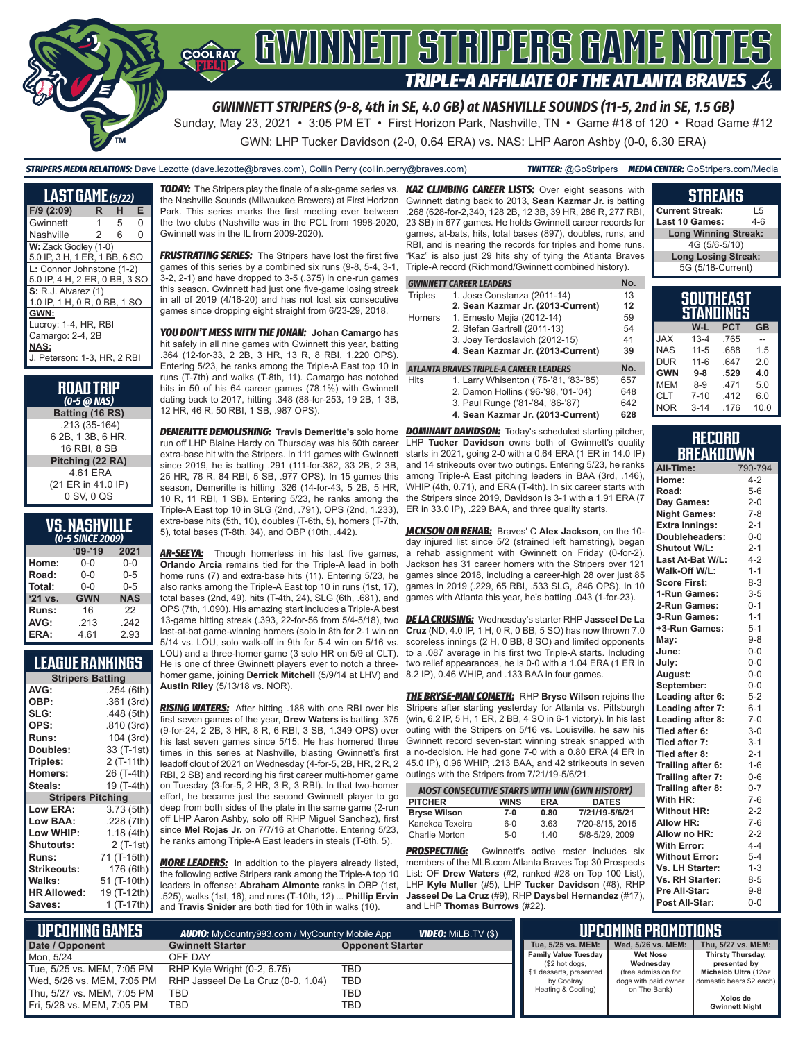# GWINNETT STRIPERS GAME NOTES

## TRIPLE-A AFFILIATE OF THE ATLANTA BRAVES

### GWINNETT STRIPERS (9-8, 4th in SE, 4.0 GB) at NASHVILLE SOUNDS (11-5, 2nd in SE, 1.5 GB)

Sunday, May 23, 2021 • 3:05 PM ET • First Horizon Park, Nashville, TN • Game #18 of 120 • Road Game #12

GWN: LHP Tucker Davidson (2-0, 0.64 ERA) vs. NAS: LHP Aaron Ashby (0-0, 6.30 ERA)

**STRIPERS MEDIA RELATIONS:** Dave Lezotte (dave.lezotte@braves.com), Collin Perry (collin.perry@braves.com) **TWITTER:** @GoStripers **MEDIA CENTER:** GoStripers.com/Media

## LAST GAME (5/22)

| F/9 (2:09) | R | H | E |
|---|---|---|---|
| Gwinnett | 1 | 5 | 0 |
| Nashville | 2 | 6 | 0 |

**W:** Zack Godley (1-0)
5.0 IP, 3 H, 1 ER, 1 BB, 6 SO

**L:** Connor Johnstone (1-2)
5.0 IP, 4 H, 2 ER, 0 BB, 3 SO

**S:** R.J. Alvarez (1)
1.0 IP, 1 H, 0 R, 0 BB, 1 SO

**GWN:**
Lucroy: 1-4, HR, RBI
Camargo: 2-4, 2B

**NAS:**
J. Peterson: 1-3, HR, 2 RBI

## ROAD TRIP
*(0-5 @ NAS)*

**Batting (16 RS)**
.213 (35-164)
6 2B, 1 3B, 6 HR,
16 RBI, 8 SB

**Pitching (22 RA)**
4.61 ERA
(21 ER in 41.0 IP)
0 SV, 0 QS

## VS. NASHVILLE
*(0-5 SINCE 2009)*

| | '09-'19 | 2021 |
|---|---|---|
| Home: | 0-0 | 0-0 |
| Road: | 0-0 | 0-5 |
| Total: | 0-0 | 0-5 |
| '21 vs. | GWN | NAS |
| Runs: | 16 | 22 |
| AVG: | .213 | .242 |
| ERA: | 4.61 | 2.93 |

## LEAGUE RANKINGS

| Stripers Batting | |
|---|---|
| AVG: | .254 (6th) |
| OBP: | .361 (3rd) |
| SLG: | .448 (5th) |
| OPS: | .810 (3rd) |
| Runs: | 104 (3rd) |
| Doubles: | 33 (T-1st) |
| Triples: | 2 (T-11th) |
| Homers: | 26 (T-4th) |
| Steals: | 19 (T-4th) |
| **Stripers Pitching** | |
| Low ERA: | 3.73 (5th) |
| Low BAA: | .228 (7th) |
| Low WHIP: | 1.18 (4th) |
| Shutouts: | 2 (T-1st) |
| Runs: | 71 (T-15th) |
| Strikeouts: | 176 (6th) |
| Walks: | 51 (T-10th) |
| HR Allowed: | 19 (T-12th) |
| Saves: | 1 (T-17th) |

**TODAY:** The Stripers play the finale of a six-game series vs. the Nashville Sounds (Milwaukee Brewers) at First Horizon Park. This series marks the first meeting ever between the two clubs (Nashville was in the PCL from 1998-2020, Gwinnett was in the IL from 2009-2020).

**FRUSTRATING SERIES:** The Stripers have lost the first five games of this series by a combined six runs (9-8, 5-4, 3-1, 3-2, 2-1) and have dropped to 3-5 (.375) in one-run games this season. Gwinnett had just one five-game losing streak in all of 2019 (4/16-20) and has not lost six consecutive games since dropping eight straight from 6/23-29, 2018.

**YOU DON'T MESS WITH THE JOHAN:** **Johan Camargo** has hit safely in all nine games with Gwinnett this year, batting .364 (12-for-33, 2 2B, 3 HR, 13 R, 8 RBI, 1.220 OPS). Entering 5/23, he ranks among the Triple-A East top 10 in runs (T-7th) and walks (T-8th, 11). Camargo has notched hits in 50 of his 64 career games (78.1%) with Gwinnett dating back to 2017, hitting .348 (88-for-253, 19 2B, 1 3B, 12 HR, 46 R, 50 RBI, 1 SB, .987 OPS).

**DEMERITTE DEMOLISHING:** **Travis Demeritte's** solo home run off LHP Blaine Hardy on Thursday was his 60th career extra-base hit with the Stripers. In 111 games with Gwinnett since 2019, he is batting .291 (111-for-382, 33 2B, 2 3B, 25 HR, 78 R, 84 RBI, 5 SB, .977 OPS). In 15 games this season, Demeritte is hitting .326 (14-for-43, 5 2B, 5 HR, 10 R, 11 RBI, 1 SB). Entering 5/23, he ranks among the Triple-A East top 10 in SLG (2nd, .791), OPS (2nd, 1.233), extra-base hits (5th, 10), doubles (T-6th, 5), homers (T-7th, 5), total bases (T-8th, 34), and OBP (10th, .442).

**AR-SEEYA:** Though homerless in his last five games, **Orlando Arcia** remains tied for the Triple-A lead in both home runs (7) and extra-base hits (11). Entering 5/23, he also ranks among the Triple-A East top 10 in runs (1st, 17), total bases (2nd, 49), hits (T-4th, 24), SLG (6th, .681), and OPS (7th, 1.090). His amazing start includes a Triple-A best 13-game hitting streak (.393, 22-for-56 from 5/4-5/18), two last-at-bat game-winning homers (solo in 8th for 2-1 win on 5/14 vs. LOU, solo walk-off in 9th for 5-4 win on 5/16 vs. LOU) and a three-homer game (3 solo HR on 5/9 at CLT). He is one of three Gwinnett players ever to notch a three-homer game, joining **Derrick Mitchell** (5/9/14 at LHV) and **Austin Riley** (5/13/18 vs. NOR).

**RISING WATERS:** After hitting .188 with one RBI over his first seven games of the year, **Drew Waters** is batting .375 (9-for-24, 2 2B, 3 HR, 8 R, 6 RBI, 3 SB, 1.349 OPS) over his last seven games since 5/15. He has homered three times in this series at Nashville, blasting Gwinnett's first leadoff clout of 2021 on Wednesday (4-for-5, 2B, HR, 2 R, 2 RBI, 2 SB) and recording his first career multi-homer game on Tuesday (3-for-5, 2 HR, 3 R, 3 RBI). In that two-homer effort, he became just the second Gwinnett player to go deep from both sides of the plate in the same game (2-run off LHP Aaron Ashby, solo off RHP Miguel Sanchez), first since **Mel Rojas Jr.** on 7/7/16 at Charlotte. Entering 5/23, he ranks among Triple-A East leaders in steals (T-6th, 5).

**MORE LEADERS:** In addition to the players already listed, the following active Stripers rank among the Triple-A top 10 leaders in offense: **Abraham Almonte** ranks in OBP (1st, .525), walks (1st, 16), and runs (T-10th, 12) ... **Phillip Ervin** and **Travis Snider** are both tied for 10th in walks (10).

**KAZ CLIMBING CAREER LISTS:** Over eight seasons with Gwinnett dating back to 2013, **Sean Kazmar Jr.** is batting .268 (628-for-2,340, 128 2B, 12 3B, 39 HR, 286 R, 277 RBI, 23 SB) in 677 games. He holds Gwinnett career records for games, at-bats, hits, total bases (897), doubles, runs, and RBI, and is nearing the records for triples and home runs. "Kaz" is also just 29 hits shy of tying the Atlanta Braves Triple-A record (Richmond/Gwinnett combined history).

| GWINNETT CAREER LEADERS | | No. |
|---|---|---|
| Triples | 1. Jose Constanza (2011-14) | 13 |
| | **2. Sean Kazmar Jr. (2013-Current)** | **12** |
| Homers | 1. Ernesto Mejia (2012-14) | 59 |
| | 2. Stefan Gartrell (2011-13) | 54 |
| | 3. Joey Terdoslavich (2012-15) | 41 |
| | **4. Sean Kazmar Jr. (2013-Current)** | **39** |
| **ATLANTA BRAVES TRIPLE-A CAREER LEADERS** | | **No.** |
| Hits | 1. Larry Whisenton ('76-'81, '83-'85) | 657 |
| | 2. Damon Hollins ('96-'98, '01-'04) | 648 |
| | 3. Paul Runge ('81-'84, '86-'87) | 642 |
| | **4. Sean Kazmar Jr. (2013-Current)** | **628** |

**DOMINANT DAVIDSON:** Today's scheduled starting pitcher, LHP **Tucker Davidson** owns both of Gwinnett's quality starts in 2021, going 2-0 with a 0.64 ERA (1 ER in 14.0 IP) and 14 strikeouts over two outings. Entering 5/23, he ranks among Triple-A East pitching leaders in BAA (3rd, .146), WHIP (4th, 0.71), and ERA (T-4th). In six career starts with the Stripers since 2019, Davidson is 3-1 with a 1.91 ERA (7 ER in 33.0 IP), .229 BAA, and three quality starts.

**JACKSON ON REHAB:** Braves' C **Alex Jackson**, on the 10-day injured list since 5/2 (strained left hamstring), began a rehab assignment with Gwinnett on Friday (0-for-2). Jackson has 31 career homers with the Stripers over 121 games since 2018, including a career-high 28 over just 85 games in 2019 (.229, 65 RBI, .533 SLG, .846 OPS). In 10 games with Atlanta this year, he's batting .043 (1-for-23).

**DE LA CRUISING:** Wednesday's starter RHP **Jasseel De La Cruz** (ND, 4.0 IP, 1 H, 0 R, 0 BB, 5 SO) has now thrown 7.0 scoreless innings (2 H, 0 BB, 8 SO) and limited opponents to a .087 average in his first two Triple-A starts. Including two relief appearances, he is 0-0 with a 1.04 ERA (1 ER in 8.2 IP), 0.46 WHIP, and .133 BAA in four games.

**THE BRYSE-MAN COMETH:** RHP **Bryse Wilson** rejoins the Stripers after starting yesterday for Atlanta vs. Pittsburgh (win, 6.2 IP, 5 H, 1 ER, 2 BB, 4 SO in 6-1 victory). In his last outing with the Stripers on 5/16 vs. Louisville, he saw his Gwinnett record seven-start winning streak snapped with a no-decision. He had gone 7-0 with a 0.80 ERA (4 ER in 45.0 IP), 0.96 WHIP, .213 BAA, and 42 strikeouts in seven outings with the Stripers from 7/21/19-5/6/21.

| MOST CONSECUTIVE STARTS WITH WIN (GWN HISTORY) | | | |
|---|---|---|---|
| **PITCHER** | **WINS** | **ERA** | **DATES** |
| **Bryse Wilson** | **7-0** | **0.80** | **7/21/19-5/6/21** |
| Kanekoa Texeira | 6-0 | 3.63 | 7/20-8/15, 2015 |
| Charlie Morton | 5-0 | 1.40 | 5/8-5/29, 2009 |

**PROSPECTING:** Gwinnett's active roster includes six members of the MLB.com Atlanta Braves Top 30 Prospects List: OF **Drew Waters** (#2, ranked #28 on Top 100 List), LHP **Kyle Muller** (#5), LHP **Tucker Davidson** (#8), RHP **Jasseel De La Cruz** (#9), RHP **Daysbel Hernandez** (#17), and LHP **Thomas Burrows** (#22).

## STREAKS

| | |
|---|---|
| Current Streak: | L5 |
| Last 10 Games: | 4-6 |
| **Long Winning Streak:** | |
| 4G (5/6-5/10) | |
| **Long Losing Streak:** | |
| 5G (5/18-Current) | |

## SOUTHEAST STANDINGS

| | W-L | PCT | GB |
|---|---|---|---|
| JAX | 13-4 | .765 | -- |
| NAS | 11-5 | .688 | 1.5 |
| DUR | 11-6 | .647 | 2.0 |
| **GWN** | **9-8** | **.529** | **4.0** |
| MEM | 8-9 | .471 | 5.0 |
| CLT | 7-10 | .412 | 6.0 |
| NOR | 3-14 | .176 | 10.0 |

## RECORD BREAKDOWN

| | |
|---|---|
| All-Time: | 790-794 |
| Home: | 4-2 |
| Road: | 5-6 |
| Day Games: | 2-0 |
| Night Games: | 7-8 |
| Extra Innings: | 2-1 |
| Doubleheaders: | 0-0 |
| Shutout W/L: | 2-1 |
| Last At-Bat W/L: | 4-2 |
| Walk-Off W/L: | 1-1 |
| Score First: | 8-3 |
| 1-Run Games: | 3-5 |
| 2-Run Games: | 0-1 |
| 3-Run Games: | 1-1 |
| +3-Run Games: | 5-1 |
| May: | 9-8 |
| June: | 0-0 |
| July: | 0-0 |
| August: | 0-0 |
| September: | 0-0 |
| Leading after 6: | 5-2 |
| Leading after 7: | 6-1 |
| Leading after 8: | 7-0 |
| Tied after 6: | 3-0 |
| Tied after 7: | 3-1 |
| Tied after 8: | 2-1 |
| Trailing after 6: | 1-6 |
| Trailing after 7: | 0-6 |
| Trailing after 8: | 0-7 |
| With HR: | 7-6 |
| Without HR: | 2-2 |
| Allow HR: | 7-6 |
| Allow no HR: | 2-2 |
| With Error: | 4-4 |
| Without Error: | 5-4 |
| Vs. LH Starter: | 1-3 |
| Vs. RH Starter: | 8-5 |
| Pre All-Star: | 9-8 |
| Post All-Star: | 0-0 |

## UPCOMING GAMES

**AUDIO:** MyCountry993.com / MyCountry Mobile App **VIDEO:** MiLB.TV ($)

| Date / Opponent | Gwinnett Starter | Opponent Starter |
|---|---|---|
| Mon, 5/24 | OFF DAY | |
| Tue, 5/25 vs. MEM, 7:05 PM | RHP Kyle Wright (0-2, 6.75) | TBD |
| Wed, 5/26 vs. MEM, 7:05 PM | RHP Jasseel De La Cruz (0-1, 1.04) | TBD |
| Thu, 5/27 vs. MEM, 7:05 PM | TBD | TBD |
| Fri, 5/28 vs. MEM, 7:05 PM | TBD | TBD |

## UPCOMING PROMOTIONS

| Tue, 5/25 vs. MEM: | Wed, 5/26 vs. MEM: | Thu, 5/27 vs. MEM: |
|---|---|---|
| **Family Value Tuesday** ($2 hot dogs, $1 desserts, presented by Coolray Heating & Cooling) | **Wet Nose Wednesday** (free admission for dogs with paid owner on The Bank) | **Thirsty Thursday,** presented by **Michelob Ultra** (12oz domestic beers $2 each) **Xolos de Gwinnett Night** |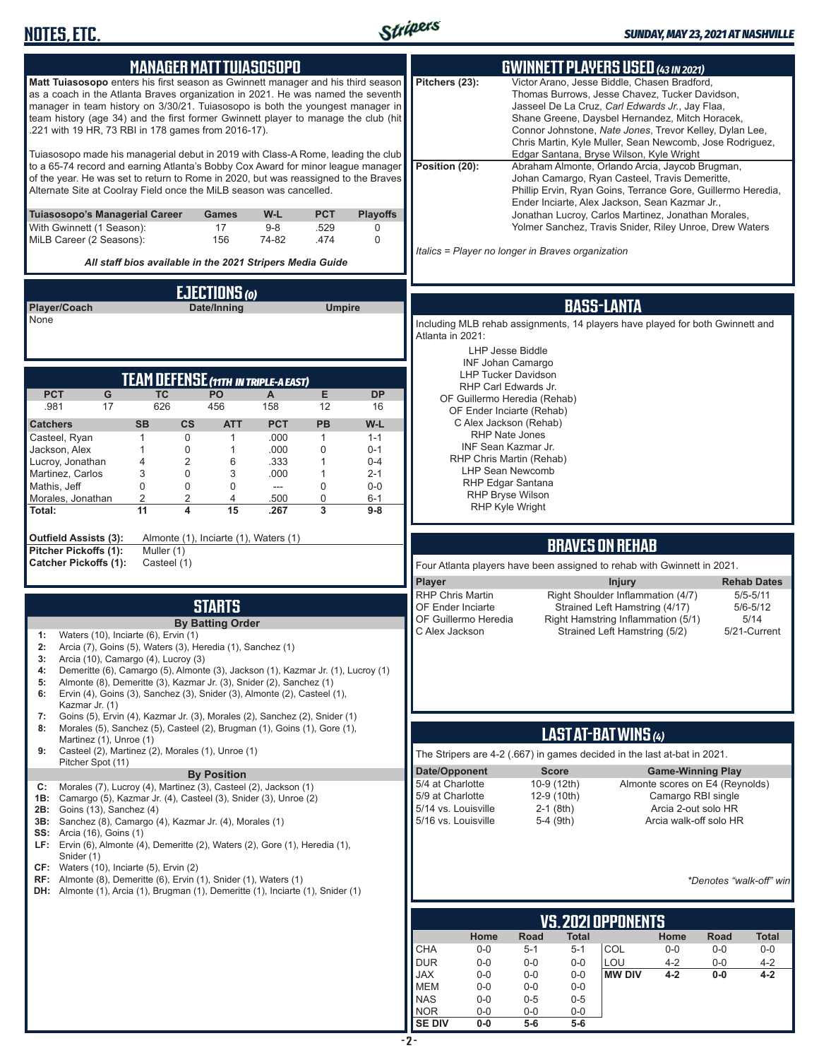## MANAGER MATT TUIASOSOPO

**Matt Tuiasosopo** enters his first season as Gwinnett manager and his third season as a coach in the Atlanta Braves organization in 2021. He was named the seventh manager in team history on 3/30/21. Tuiasosopo is both the youngest manager in team history (age 34) and the first former Gwinnett player to manage the club (hit .221 with 19 HR, 73 RBI in 178 games from 2016-17).

Tuiasosopo made his managerial debut in 2019 with Class-A Rome, leading the club to a 65-74 record and earning Atlanta's Bobby Cox Award for minor league manager of the year. He was set to return to Rome in 2020, but was reassigned to the Braves Alternate Site at Coolray Field once the MiLB season was cancelled.

| Tuiasosopo's Managerial Career | Games | W-L | PCT | Playoffs |
|---|---|---|---|---|
| With Gwinnett (1 Season): | 17 | 9-8 | .529 | 0 |
| MiLB Career (2 Seasons): | 156 | 74-82 | .474 | 0 |

*All staff bios available in the 2021 Stripers Media Guide*

## EJECTIONS (0)

| Player/Coach | Date/Inning | Umpire |
|---|---|---|
| None | | |

## TEAM DEFENSE (11TH IN TRIPLE-A EAST)

| PCT | G | TC | PO | A | E | DP |
|---|---|---|---|---|---|---|
| .981 | 17 | 626 | 456 | 158 | 12 | 16 |

| Catchers | SB | CS | ATT | PCT | PB | W-L |
|---|---|---|---|---|---|---|
| Casteel, Ryan | 1 | 0 | 1 | .000 | 1 | 1-1 |
| Jackson, Alex | 1 | 0 | 1 | .000 | 0 | 0-1 |
| Lucroy, Jonathan | 4 | 2 | 6 | .333 | 1 | 0-4 |
| Martinez, Carlos | 3 | 0 | 3 | .000 | 1 | 2-1 |
| Mathis, Jeff | 0 | 0 | 0 | --- | 0 | 0-0 |
| Morales, Jonathan | 2 | 2 | 4 | .500 | 0 | 6-1 |
| **Total:** | **11** | **4** | **15** | **.267** | **3** | **9-8** |

**Outfield Assists (3):** Almonte (1), Inciarte (1), Waters (1)
**Pitcher Pickoffs (1):** Muller (1)
**Catcher Pickoffs (1):** Casteel (1)

## STARTS

### By Batting Order

1: Waters (10), Inciarte (6), Ervin (1)
2: Arcia (7), Goins (5), Waters (3), Heredia (1), Sanchez (1)
3: Arcia (10), Camargo (4), Lucroy (3)
4: Demeritte (6), Camargo (5), Almonte (3), Jackson (1), Kazmar Jr. (1), Lucroy (1)
5: Almonte (8), Demeritte (3), Kazmar Jr. (3), Snider (2), Sanchez (1)
6: Ervin (4), Goins (3), Sanchez (3), Snider (3), Almonte (2), Casteel (1), Kazmar Jr. (1)
7: Goins (5), Ervin (4), Kazmar Jr. (3), Morales (2), Sanchez (2), Snider (1)
8: Morales (5), Sanchez (5), Casteel (2), Brugman (1), Goins (1), Gore (1), Martinez (1), Unroe (1)
9: Casteel (2), Martinez (2), Morales (1), Unroe (1)
Pitcher Spot (11)

### By Position

C: Morales (7), Lucroy (4), Martinez (3), Casteel (2), Jackson (1)
1B: Camargo (5), Kazmar Jr. (4), Casteel (3), Snider (3), Unroe (2)
2B: Goins (13), Sanchez (4)
3B: Sanchez (8), Camargo (4), Kazmar Jr. (4), Morales (1)
SS: Arcia (16), Goins (1)
LF: Ervin (6), Almonte (4), Demeritte (2), Waters (2), Gore (1), Heredia (1), Snider (1)
CF: Waters (10), Inciarte (5), Ervin (2)
RF: Almonte (8), Demeritte (6), Ervin (1), Snider (1), Waters (1)
DH: Almonte (1), Arcia (1), Brugman (1), Demeritte (1), Inciarte (1), Snider (1)

## GWINNETT PLAYERS USED (43 IN 2021)

**Pitchers (23):** Victor Arano, Jesse Biddle, Chasen Bradford, Thomas Burrows, Jesse Chavez, Tucker Davidson, Jasseel De La Cruz, *Carl Edwards Jr.*, Jay Flaa, Shane Greene, Daysbel Hernandez, Mitch Horacek, Connor Johnstone, *Nate Jones*, Trevor Kelley, Dylan Lee, Chris Martin, Kyle Muller, Sean Newcomb, Jose Rodriguez, Edgar Santana, Bryse Wilson, Kyle Wright

**Position (20):** Abraham Almonte, Orlando Arcia, Jaycob Brugman, Johan Camargo, Ryan Casteel, Travis Demeritte, Phillip Ervin, Ryan Goins, Terrance Gore, Guillermo Heredia, Ender Inciarte, Alex Jackson, Sean Kazmar Jr., Jonathan Lucroy, Carlos Martinez, Jonathan Morales, Yolmer Sanchez, Travis Snider, Riley Unroe, Drew Waters

*Italics = Player no longer in Braves organization*

## BASS-LANTA

Including MLB rehab assignments, 14 players have played for both Gwinnett and Atlanta in 2021:

LHP Jesse Biddle
INF Johan Camargo
LHP Tucker Davidson
RHP Carl Edwards Jr.
OF Guillermo Heredia (Rehab)
OF Ender Inciarte (Rehab)
C Alex Jackson (Rehab)
RHP Nate Jones
INF Sean Kazmar Jr.
RHP Chris Martin (Rehab)
LHP Sean Newcomb
RHP Edgar Santana
RHP Bryse Wilson
RHP Kyle Wright

## BRAVES ON REHAB

Four Atlanta players have been assigned to rehab with Gwinnett in 2021.

| Player | Injury | Rehab Dates |
|---|---|---|
| RHP Chris Martin | Right Shoulder Inflammation (4/7) | 5/5-5/11 |
| OF Ender Inciarte | Strained Left Hamstring (4/17) | 5/6-5/12 |
| OF Guillermo Heredia | Right Hamstring Inflammation (5/1) | 5/14 |
| C Alex Jackson | Strained Left Hamstring (5/2) | 5/21-Current |

## LAST AT-BAT WINS (4)

The Stripers are 4-2 (.667) in games decided in the last at-bat in 2021.

| Date/Opponent | Score | Game-Winning Play |
|---|---|---|
| 5/4 at Charlotte | 10-9 (12th) | Almonte scores on E4 (Reynolds) |
| 5/9 at Charlotte | 12-9 (10th) | Camargo RBI single |
| 5/14 vs. Louisville | 2-1 (8th) | Arcia 2-out solo HR |
| 5/16 vs. Louisville | 5-4 (9th) | Arcia walk-off solo HR |

*Denotes "walk-off" win

## VS. 2021 OPPONENTS

| | Home | Road | Total | | Home | Road | Total |
|---|---|---|---|---|---|---|---|
| CHA | 0-0 | 5-1 | 5-1 | COL | 0-0 | 0-0 | 0-0 |
| DUR | 0-0 | 0-0 | 0-0 | LOU | 4-2 | 0-0 | 4-2 |
| JAX | 0-0 | 0-0 | 0-0 | **MW DIV** | **4-2** | **0-0** | **4-2** |
| MEM | 0-0 | 0-0 | 0-0 | | | | |
| NAS | 0-0 | 0-5 | 0-5 | | | | |
| NOR | 0-0 | 0-0 | 0-0 | | | | |
| **SE DIV** | **0-0** | **5-6** | **5-6** | | | | |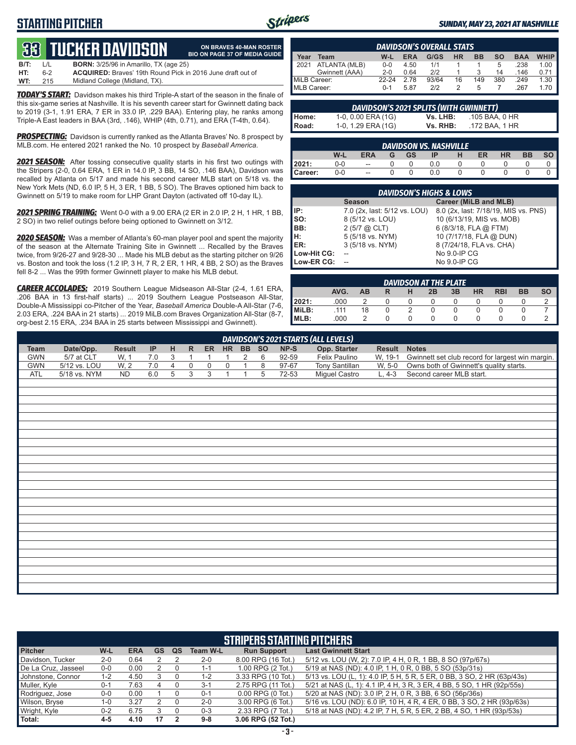# STARTING PITCHER

SUNDAY, MAY 23, 2021 AT NASHVILLE

## 33 TUCKER DAVIDSON

ON BRAVES 40-MAN ROSTER
BIO ON PAGE 37 OF MEDIA GUIDE

**B/T:** L/L **BORN:** 3/25/96 in Amarillo, TX (age 25)
**HT:** 6-2 **ACQUIRED:** Braves' 19th Round Pick in 2016 June draft out of
**WT:** 215 Midland College (Midland, TX).

***TODAY'S START:*** Davidson makes his third Triple-A start of the season in the finale of this six-game series at Nashville. It is his seventh career start for Gwinnett dating back to 2019 (3-1, 1.91 ERA, 7 ER in 33.0 IP, .229 BAA). Entering play, he ranks among Triple-A East leaders in BAA (3rd, .146), WHIP (4th, 0.71), and ERA (T-4th, 0.64).

***PROSPECTING:*** Davidson is currently ranked as the Atlanta Braves' No. 8 prospect by MLB.com. He entered 2021 ranked the No. 10 prospect by *Baseball America*.

***2021 SEASON:*** After tossing consecutive quality starts in his first two outings with the Stripers (2-0, 0.64 ERA, 1 ER in 14.0 IP, 3 BB, 14 SO, .146 BAA), Davidson was recalled by Atlanta on 5/17 and made his second career MLB start on 5/18 vs. the New York Mets (ND, 6.0 IP, 5 H, 3 ER, 1 BB, 5 SO). The Braves optioned him back to Gwinnett on 5/19 to make room for LHP Grant Dayton (activated off 10-day IL).

***2021 SPRING TRAINING:*** Went 0-0 with a 9.00 ERA (2 ER in 2.0 IP, 2 H, 1 HR, 1 BB, 2 SO) in two relief outings before being optioned to Gwinnett on 3/12.

***2020 SEASON:*** Was a member of Atlanta's 60-man player pool and spent the majority of the season at the Alternate Training Site in Gwinnett ... Recalled by the Braves twice, from 9/26-27 and 9/28-30 ... Made his MLB debut as the starting pitcher on 9/26 vs. Boston and took the loss (1.2 IP, 3 H, 7 R, 2 ER, 1 HR, 4 BB, 2 SO) as the Braves fell 8-2 ... Was the 99th former Gwinnett player to make his MLB debut.

***CAREER ACCOLADES:*** 2019 Southern League Midseason All-Star (2-4, 1.61 ERA, .206 BAA in 13 first-half starts) ... 2019 Southern League Postseason All-Star, Double-A Mississippi co-Pitcher of the Year, *Baseball America* Double-A All-Star (7-6, 2.03 ERA, .224 BAA in 21 starts) ... 2019 MiLB.com Braves Organization All-Star (8-7, org-best 2.15 ERA, .234 BAA in 25 starts between Mississippi and Gwinnett).

### DAVIDSON'S OVERALL STATS

| Year | Team | W-L | ERA | G/GS | HR | BB | SO | BAA | WHIP |
|---|---|---|---|---|---|---|---|---|---|
| 2021 | ATLANTA (MLB) | 0-0 | 4.50 | 1/1 | 1 | 1 | 5 | .238 | 1.00 |
| | Gwinnett (AAA) | 2-0 | 0.64 | 2/2 | 1 | 3 | 14 | .146 | 0.71 |
| MiLB Career: | | 22-24 | 2.78 | 93/64 | 16 | 149 | 380 | .249 | 1.30 |
| MLB Career: | | 0-1 | 5.87 | 2/2 | 2 | 5 | 7 | .267 | 1.70 |

### DAVIDSON'S 2021 SPLITS (WITH GWINNETT)

| | | | |
|---|---|---|---|
| Home: | 1-0, 0.00 ERA (1G) | Vs. LHB: | .105 BAA, 0 HR |
| Road: | 1-0, 1.29 ERA (1G) | Vs. RHB: | .172 BAA, 1 HR |

### DAVIDSON VS. NASHVILLE

| | W-L | ERA | G | GS | IP | H | ER | HR | BB | SO |
|---|---|---|---|---|---|---|---|---|---|---|
| 2021: | 0-0 | -- | 0 | 0 | 0.0 | 0 | 0 | 0 | 0 | 0 |
| Career: | 0-0 | -- | 0 | 0 | 0.0 | 0 | 0 | 0 | 0 | 0 |

### DAVIDSON'S HIGHS & LOWS

| | Season | Career (MiLB and MLB) |
|---|---|---|
| IP: | 7.0 (2x, last: 5/12 vs. LOU) | 8.0 (2x, last: 7/18/19, MIS vs. PNS) |
| SO: | 8 (5/12 vs. LOU) | 10 (6/13/19, MIS vs. MOB) |
| BB: | 2 (5/7 @ CLT) | 6 (8/3/18, FLA @ FTM) |
| H: | 5 (5/18 vs. NYM) | 10 (7/17/18, FLA @ DUN) |
| ER: | 3 (5/18 vs. NYM) | 8 (7/24/18, FLA vs. CHA) |
| Low-Hit CG: | -- | No 9.0-IP CG |
| Low-ER CG: | -- | No 9.0-IP CG |

### DAVIDSON AT THE PLATE

| | AVG. | AB | R | H | 2B | 3B | HR | RBI | BB | SO |
|---|---|---|---|---|---|---|---|---|---|---|
| 2021: | .000 | 2 | 0 | 0 | 0 | 0 | 0 | 0 | 0 | 2 |
| MiLB: | .111 | 18 | 0 | 2 | 0 | 0 | 0 | 0 | 0 | 7 |
| MLB: | .000 | 2 | 0 | 0 | 0 | 0 | 0 | 0 | 0 | 2 |

### DAVIDSON'S 2021 STARTS (ALL LEVELS)

| Team | Date/Opp. | Result | IP | H | R | ER | HR | BB | SO | NP-S | Opp. Starter | Result | Notes |
|---|---|---|---|---|---|---|---|---|---|---|---|---|---|
| GWN | 5/7 at CLT | W, 1 | 7.0 | 3 | 1 | 1 | 1 | 2 | 6 | 92-59 | Felix Paulino | W, 19-1 | Gwinnett set club record for largest win margin. |
| GWN | 5/12 vs. LOU | W, 2 | 7.0 | 4 | 0 | 0 | 0 | 1 | 8 | 97-67 | Tony Santillan | W, 5-0 | Owns both of Gwinnett's quality starts. |
| ATL | 5/18 vs. NYM | ND | 6.0 | 5 | 3 | 3 | 1 | 1 | 5 | 72-53 | Miguel Castro | L, 4-3 | Second career MLB start. |

### STRIPERS STARTING PITCHERS

| Pitcher | W-L | ERA | GS | QS | Team W-L | Run Support | Last Gwinnett Start |
|---|---|---|---|---|---|---|---|
| Davidson, Tucker | 2-0 | 0.64 | 2 | 2 | 2-0 | 8.00 RPG (16 Tot.) | 5/12 vs. LOU (W, 2): 7.0 IP, 4 H, 0 R, 1 BB, 8 SO (97p/67s) |
| De La Cruz, Jasseel | 0-0 | 0.00 | 2 | 0 | 1-1 | 1.00 RPG (2 Tot.) | 5/19 at NAS (ND): 4.0 IP, 1 H, 0 R, 0 BB, 5 SO (53p/31s) |
| Johnstone, Connor | 1-2 | 4.50 | 3 | 0 | 1-2 | 3.33 RPG (10 Tot.) | 5/13 vs. LOU (L, 1): 4.0 IP, 5 H, 5 R, 5 ER, 0 BB, 3 SO, 2 HR (63p/43s) |
| Muller, Kyle | 0-1 | 7.63 | 4 | 0 | 3-1 | 2.75 RPG (11 Tot.) | 5/21 at NAS (L, 1): 4.1 IP, 4 H, 3 R, 3 ER, 4 BB, 5 SO, 1 HR (92p/55s) |
| Rodriguez, Jose | 0-0 | 0.00 | 1 | 0 | 0-1 | 0.00 RPG (0 Tot.) | 5/20 at NAS (ND): 3.0 IP, 2 H, 0 R, 3 BB, 6 SO (56p/36s) |
| Wilson, Bryse | 1-0 | 3.27 | 2 | 0 | 2-0 | 3.00 RPG (6 Tot.) | 5/16 vs. LOU (ND): 6.0 IP, 10 H, 4 R, 4 ER, 0 BB, 3 SO, 2 HR (93p/63s) |
| Wright, Kyle | 0-2 | 6.75 | 3 | 0 | 0-3 | 2.33 RPG (7 Tot.) | 5/18 at NAS (ND): 4.2 IP, 7 H, 5 R, 5 ER, 2 BB, 4 SO, 1 HR (93p/53s) |
| Total: | 4-5 | 4.10 | 17 | 2 | 9-8 | 3.06 RPG (52 Tot.) | |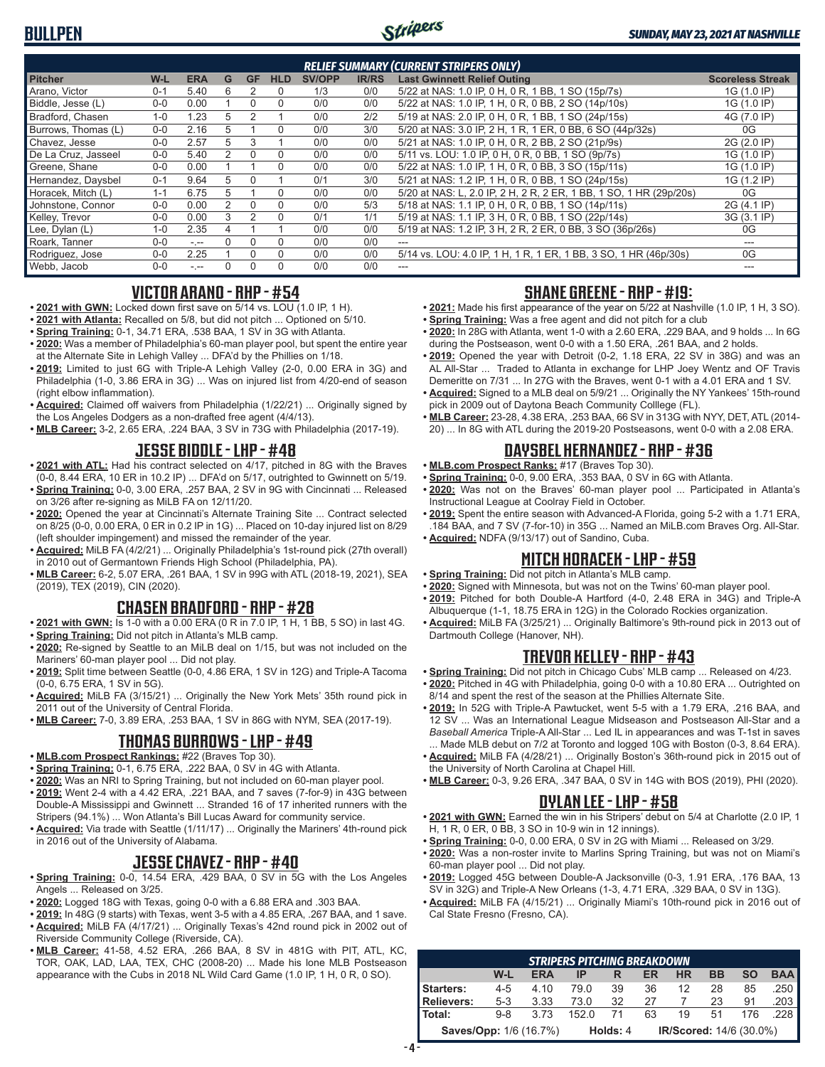# BULLPEN

*SUNDAY, MAY 23, 2021 AT NASHVILLE*

### RELIEF SUMMARY (CURRENT STRIPERS ONLY)

| Pitcher | W-L | ERA | G | GF | HLD | SV/OPP | IR/RS | Last Gwinnett Relief Outing | Scoreless Streak |
|---|---|---|---|---|---|---|---|---|---|
| Arano, Victor | 0-1 | 5.40 | 6 | 2 | 0 | 1/3 | 0/0 | 5/22 at NAS: 1.0 IP, 0 H, 0 R, 1 BB, 1 SO (15p/7s) | 1G (1.0 IP) |
| Biddle, Jesse (L) | 0-0 | 0.00 | 1 | 0 | 0 | 0/0 | 0/0 | 5/22 at NAS: 1.0 IP, 1 H, 0 R, 0 BB, 2 SO (14p/10s) | 1G (1.0 IP) |
| Bradford, Chasen | 1-0 | 1.23 | 5 | 2 | 1 | 0/0 | 2/2 | 5/19 at NAS: 2.0 IP, 0 H, 0 R, 1 BB, 1 SO (24p/15s) | 4G (7.0 IP) |
| Burrows, Thomas (L) | 0-0 | 2.16 | 5 | 1 | 0 | 0/0 | 3/0 | 5/20 at NAS: 3.0 IP, 2 H, 1 R, 1 ER, 0 BB, 6 SO (44p/32s) | 0G |
| Chavez, Jesse | 0-0 | 2.57 | 5 | 3 | 1 | 0/0 | 0/0 | 5/21 at NAS: 1.0 IP, 0 H, 0 R, 2 BB, 2 SO (21p/9s) | 2G (2.0 IP) |
| De La Cruz, Jasseel | 0-0 | 5.40 | 2 | 0 | 0 | 0/0 | 0/0 | 5/11 vs. LOU: 1.0 IP, 0 H, 0 R, 0 BB, 1 SO (9p/7s) | 1G (1.0 IP) |
| Greene, Shane | 0-0 | 0.00 | 1 | 1 | 0 | 0/0 | 0/0 | 5/22 at NAS: 1.0 IP, 1 H, 0 R, 0 BB, 3 SO (15p/11s) | 1G (1.0 IP) |
| Hernandez, Daysbel | 0-1 | 9.64 | 5 | 0 | 1 | 0/1 | 3/0 | 5/21 at NAS: 1.2 IP, 1 H, 0 R, 0 BB, 1 SO (24p/15s) | 1G (1.2 IP) |
| Horacek, Mitch (L) | 1-1 | 6.75 | 5 | 1 | 0 | 0/0 | 0/0 | 5/20 at NAS: L, 2.0 IP, 2 H, 2 R, 2 ER, 1 BB, 1 SO, 1 HR (29p/20s) | 0G |
| Johnstone, Connor | 0-0 | 0.00 | 2 | 0 | 0 | 0/0 | 5/3 | 5/18 at NAS: 1.1 IP, 0 H, 0 R, 0 BB, 1 SO (14p/11s) | 2G (4.1 IP) |
| Kelley, Trevor | 0-0 | 0.00 | 3 | 2 | 0 | 0/1 | 1/1 | 5/19 at NAS: 1.1 IP, 3 H, 0 R, 0 BB, 1 SO (22p/14s) | 3G (3.1 IP) |
| Lee, Dylan (L) | 1-0 | 2.35 | 4 | 1 | 1 | 0/0 | 0/0 | 5/19 at NAS: 1.2 IP, 3 H, 2 R, 2 ER, 0 BB, 3 SO (36p/26s) | 0G |
| Roark, Tanner | 0-0 | -.-- | 0 | 0 | 0 | 0/0 | 0/0 | --- | --- |
| Rodriguez, Jose | 0-0 | 2.25 | 1 | 0 | 0 | 0/0 | 0/0 | 5/14 vs. LOU: 4.0 IP, 1 H, 1 R, 1 ER, 1 BB, 3 SO, 1 HR (46p/30s) | 0G |
| Webb, Jacob | 0-0 | -.-- | 0 | 0 | 0 | 0/0 | 0/0 | --- | --- |

## VICTOR ARANO - RHP - #54

- **2021 with GWN:** Locked down first save on 5/14 vs. LOU (1.0 IP, 1 H).
- **2021 with Atlanta:** Recalled on 5/8, but did not pitch ... Optioned on 5/10.
- **Spring Training:** 0-1, 34.71 ERA, .538 BAA, 1 SV in 3G with Atlanta.
- **2020:** Was a member of Philadelphia's 60-man player pool, but spent the entire year at the Alternate Site in Lehigh Valley ... DFA'd by the Phillies on 1/18.
- **2019:** Limited to just 6G with Triple-A Lehigh Valley (2-0, 0.00 ERA in 3G) and Philadelphia (1-0, 3.86 ERA in 3G) ... Was on injured list from 4/20-end of season (right elbow inflammation).
- **Acquired:** Claimed off waivers from Philadelphia (1/22/21) ... Originally signed by the Los Angeles Dodgers as a non-drafted free agent (4/4/13).
- **MLB Career:** 3-2, 2.65 ERA, .224 BAA, 3 SV in 73G with Philadelphia (2017-19).

## JESSE BIDDLE - LHP - #48

- **2021 with ATL:** Had his contract selected on 4/17, pitched in 8G with the Braves (0-0, 8.44 ERA, 10 ER in 10.2 IP) ... DFA'd on 5/17, outrighted to Gwinnett on 5/19.
- **Spring Training:** 0-0, 3.00 ERA, .257 BAA, 2 SV in 9G with Cincinnati ... Released on 3/26 after re-signing as MiLB FA on 12/11/20.
- **2020:** Opened the year at Cincinnati's Alternate Training Site ... Contract selected on 8/25 (0-0, 0.00 ERA, 0 ER in 0.2 IP in 1G) ... Placed on 10-day injured list on 8/29 (left shoulder impingement) and missed the remainder of the year.
- **Acquired:** MiLB FA (4/2/21) ... Originally Philadelphia's 1st-round pick (27th overall) in 2010 out of Germantown Friends High School (Philadelphia, PA).
- **MLB Career:** 6-2, 5.07 ERA, .261 BAA, 1 SV in 99G with ATL (2018-19, 2021), SEA (2019), TEX (2019), CIN (2020).

## CHASEN BRADFORD - RHP - #28

- **2021 with GWN:** Is 1-0 with a 0.00 ERA (0 R in 7.0 IP, 1 H, 1 BB, 5 SO) in last 4G.
- **Spring Training:** Did not pitch in Atlanta's MLB camp.
- **2020:** Re-signed by Seattle to an MiLB deal on 1/15, but was not included on the Mariners' 60-man player pool ... Did not play.
- **2019:** Split time between Seattle (0-0, 4.86 ERA, 1 SV in 12G) and Triple-A Tacoma (0-0, 6.75 ERA, 1 SV in 5G).
- **Acquired:** MiLB FA (3/15/21) ... Originally the New York Mets' 35th round pick in 2011 out of the University of Central Florida.
- **MLB Career:** 7-0, 3.89 ERA, .253 BAA, 1 SV in 86G with NYM, SEA (2017-19).

## THOMAS BURROWS - LHP - #49

- **MLB.com Prospect Rankings:** #22 (Braves Top 30).
- **Spring Training:** 0-1, 6.75 ERA, .222 BAA, 0 SV in 4G with Atlanta.
- **2020:** Was an NRI to Spring Training, but not included on 60-man player pool.
- **2019:** Went 2-4 with a 4.42 ERA, .221 BAA, and 7 saves (7-for-9) in 43G between Double-A Mississippi and Gwinnett ... Stranded 16 of 17 inherited runners with the Stripers (94.1%) ... Won Atlanta's Bill Lucas Award for community service.
- **Acquired:** Via trade with Seattle (1/11/17) ... Originally the Mariners' 4th-round pick in 2016 out of the University of Alabama.

## JESSE CHAVEZ - RHP - #40

- **Spring Training:** 0-0, 14.54 ERA, .429 BAA, 0 SV in 5G with the Los Angeles Angels ... Released on 3/25.
- **2020:** Logged 18G with Texas, going 0-0 with a 6.88 ERA and .303 BAA.
- **2019:** In 48G (9 starts) with Texas, went 3-5 with a 4.85 ERA, .267 BAA, and 1 save.
- **Acquired:** MiLB FA (4/17/21) ... Originally Texas's 42nd round pick in 2002 out of Riverside Community College (Riverside, CA).
- **MLB Career:** 41-58, 4.52 ERA, .266 BAA, 8 SV in 481G with PIT, ATL, KC, TOR, OAK, LAD, LAA, TEX, CHC (2008-20) ... Made his lone MLB Postseason appearance with the Cubs in 2018 NL Wild Card Game (1.0 IP, 1 H, 0 R, 0 SO).

## SHANE GREENE - RHP - #19:

- **2021:** Made his first appearance of the year on 5/22 at Nashville (1.0 IP, 1 H, 3 SO).
- **Spring Training:** Was a free agent and did not pitch for a club
- **2020:** In 28G with Atlanta, went 1-0 with a 2.60 ERA, .229 BAA, and 9 holds ... In 6G during the Postseason, went 0-0 with a 1.50 ERA, .261 BAA, and 2 holds.
- **2019:** Opened the year with Detroit (0-2, 1.18 ERA, 22 SV in 38G) and was an AL All-Star ... Traded to Atlanta in exchange for LHP Joey Wentz and OF Travis Demeritte on 7/31 ... In 27G with the Braves, went 0-1 with a 4.01 ERA and 1 SV.
- **Acquired:** Signed to a MLB deal on 5/9/21 ... Originally the NY Yankees' 15th-round pick in 2009 out of Daytona Beach Community Colllege (FL).
- **MLB Career:** 23-28, 4.38 ERA, .253 BAA, 66 SV in 313G with NYY, DET, ATL (2014-20) ... In 8G with ATL during the 2019-20 Postseasons, went 0-0 with a 2.08 ERA.

## DAYSBEL HERNANDEZ - RHP - #36

- **MLB.com Prospect Ranks:** #17 (Braves Top 30).
- **Spring Training:** 0-0, 9.00 ERA, .353 BAA, 0 SV in 6G with Atlanta.
- **2020:** Was not on the Braves' 60-man player pool ... Participated in Atlanta's Instructional League at Coolray Field in October.
- **2019:** Spent the entire season with Advanced-A Florida, going 5-2 with a 1.71 ERA, .184 BAA, and 7 SV (7-for-10) in 35G ... Named an MiLB.com Braves Org. All-Star.
- **Acquired:** NDFA (9/13/17) out of Sandino, Cuba.

## MITCH HORACEK - LHP - #59

- **Spring Training:** Did not pitch in Atlanta's MLB camp.
- **2020:** Signed with Minnesota, but was not on the Twins' 60-man player pool.
- **2019:** Pitched for both Double-A Hartford (4-0, 2.48 ERA in 34G) and Triple-A Albuquerque (1-1, 18.75 ERA in 12G) in the Colorado Rockies organization.
- **Acquired:** MiLB FA (3/25/21) ... Originally Baltimore's 9th-round pick in 2013 out of Dartmouth College (Hanover, NH).

## TREVOR KELLEY - RHP - #43

- **Spring Training:** Did not pitch in Chicago Cubs' MLB camp ... Released on 4/23.
- **2020:** Pitched in 4G with Philadelphia, going 0-0 with a 10.80 ERA ... Outrighted on 8/14 and spent the rest of the season at the Phillies Alternate Site.
- **2019:** In 52G with Triple-A Pawtucket, went 5-5 with a 1.79 ERA, .216 BAA, and 12 SV ... Was an International League Midseason and Postseason All-Star and a *Baseball America* Triple-A All-Star ... Led IL in appearances and was T-1st in saves ... Made MLB debut on 7/2 at Toronto and logged 10G with Boston (0-3, 8.64 ERA).
- **Acquired:** MiLB FA (4/28/21) ... Originally Boston's 36th-round pick in 2015 out of the University of North Carolina at Chapel Hill.
- **MLB Career:** 0-3, 9.26 ERA, .347 BAA, 0 SV in 14G with BOS (2019), PHI (2020).

## DYLAN LEE - LHP - #58

- **2021 with GWN:** Earned the win in his Stripers' debut on 5/4 at Charlotte (2.0 IP, 1 H, 1 R, 0 ER, 0 BB, 3 SO in 10-9 win in 12 innings).
- **Spring Training:** 0-0, 0.00 ERA, 0 SV in 2G with Miami ... Released on 3/29.
- **2020:** Was a non-roster invite to Marlins Spring Training, but was not on Miami's 60-man player pool ... Did not play.
- **2019:** Logged 45G between Double-A Jacksonville (0-3, 1.91 ERA, .176 BAA, 13 SV in 32G) and Triple-A New Orleans (1-3, 4.71 ERA, .329 BAA, 0 SV in 13G).
- **Acquired:** MiLB FA (4/15/21) ... Originally Miami's 10th-round pick in 2016 out of Cal State Fresno (Fresno, CA).

### STRIPERS PITCHING BREAKDOWN

| | W-L | ERA | IP | R | ER | HR | BB | SO | BAA |
|---|---|---|---|---|---|---|---|---|---|
| **Starters:** | 4-5 | 4.10 | 79.0 | 39 | 36 | 12 | 28 | 85 | .250 |
| **Relievers:** | 5-3 | 3.33 | 73.0 | 32 | 27 | 7 | 23 | 91 | .203 |
| **Total:** | 9-8 | 3.73 | 152.0 | 71 | 63 | 19 | 51 | 176 | .228 |

**Saves/Opp:** 1/6 (16.7%) **Holds:** 4 **IR/Scored:** 14/6 (30.0%)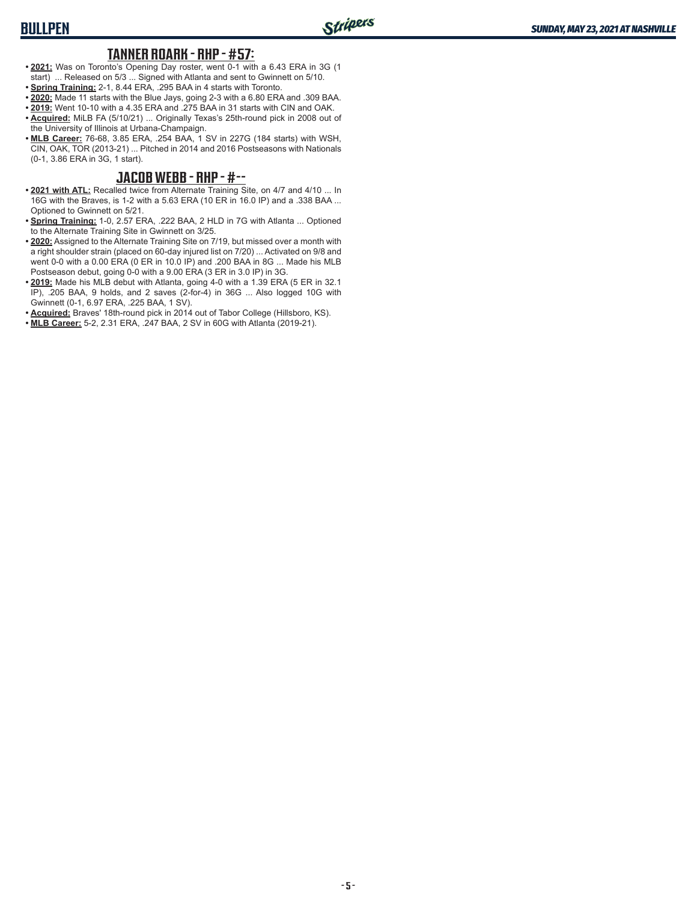## TANNER ROARK - RHP - #57:

- **2021:** Was on Toronto's Opening Day roster, went 0-1 with a 6.43 ERA in 3G (1 start) ... Released on 5/3 ... Signed with Atlanta and sent to Gwinnett on 5/10.
- **Spring Training:** 2-1, 8.44 ERA, .295 BAA in 4 starts with Toronto.
- **2020:** Made 11 starts with the Blue Jays, going 2-3 with a 6.80 ERA and .309 BAA.
- **2019:** Went 10-10 with a 4.35 ERA and .275 BAA in 31 starts with CIN and OAK.
- **Acquired:** MiLB FA (5/10/21) ... Originally Texas's 25th-round pick in 2008 out of the University of Illinois at Urbana-Champaign.
- **MLB Career:** 76-68, 3.85 ERA, .254 BAA, 1 SV in 227G (184 starts) with WSH, CIN, OAK, TOR (2013-21) ... Pitched in 2014 and 2016 Postseasons with Nationals (0-1, 3.86 ERA in 3G, 1 start).

## JACOB WEBB - RHP - #--

- **2021 with ATL:** Recalled twice from Alternate Training Site, on 4/7 and 4/10 ... In 16G with the Braves, is 1-2 with a 5.63 ERA (10 ER in 16.0 IP) and a .338 BAA ... Optioned to Gwinnett on 5/21.
- **Spring Training:** 1-0, 2.57 ERA, .222 BAA, 2 HLD in 7G with Atlanta ... Optioned to the Alternate Training Site in Gwinnett on 3/25.
- **2020:** Assigned to the Alternate Training Site on 7/19, but missed over a month with a right shoulder strain (placed on 60-day injured list on 7/20) ... Activated on 9/8 and went 0-0 with a 0.00 ERA (0 ER in 10.0 IP) and .200 BAA in 8G ... Made his MLB Postseason debut, going 0-0 with a 9.00 ERA (3 ER in 3.0 IP) in 3G.
- **2019:** Made his MLB debut with Atlanta, going 4-0 with a 1.39 ERA (5 ER in 32.1 IP), .205 BAA, 9 holds, and 2 saves (2-for-4) in 36G ... Also logged 10G with Gwinnett (0-1, 6.97 ERA, .225 BAA, 1 SV).
- **Acquired:** Braves' 18th-round pick in 2014 out of Tabor College (Hillsboro, KS).
- **MLB Career:** 5-2, 2.31 ERA, .247 BAA, 2 SV in 60G with Atlanta (2019-21).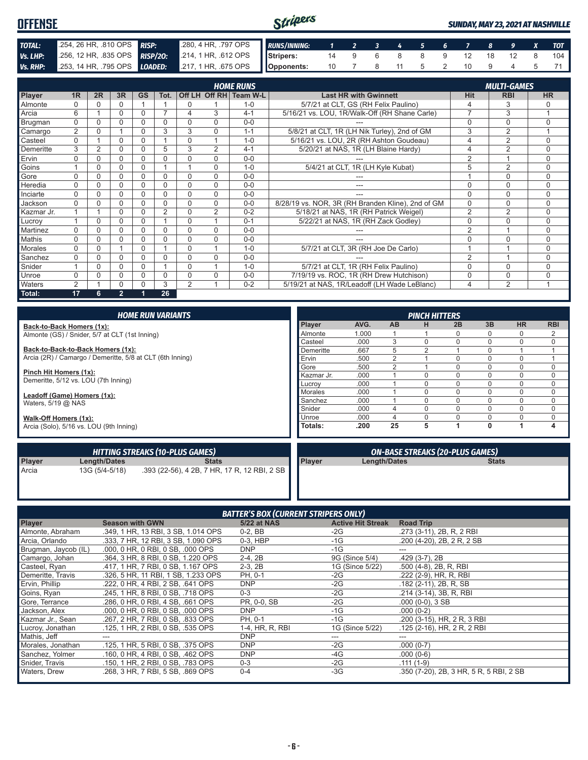## OFFENSE

*SUNDAY, MAY 23, 2021 AT NASHVILLE*

| | | | |
|---|---|---|---|
| **TOTAL:** | .254, 26 HR, .810 OPS | **RISP:** | .280, 4 HR, .797 OPS |
| **Vs. LHP:** | .256, 12 HR, .835 OPS | **RISP/2O:** | .214, 1 HR, .612 OPS |
| **Vs. RHP:** | .253, 14 HR, .795 OPS | **LOADED:** | .217, 1 HR, .675 OPS |

| RUNS/INNING: | 1 | 2 | 3 | 4 | 5 | 6 | 7 | 8 | 9 | X | TOT |
|---|---|---|---|---|---|---|---|---|---|---|---|
| Stripers: | 14 | 9 | 6 | 8 | 8 | 9 | 12 | 18 | 12 | 8 | 104 |
| Opponents: | 10 | 7 | 8 | 11 | 5 | 2 | 10 | 9 | 4 | 5 | 71 |

### HOME RUNS / MULTI-GAMES

| Player | 1R | 2R | 3R | GS | Tot. | Off LH | Off RH | Team W-L | Last HR with Gwinnett | Hit | RBI | HR |
|---|---|---|---|---|---|---|---|---|---|---|---|---|
| Almonte | 0 | 0 | 0 | 1 | 1 | 0 | 1 | 1-0 | 5/7/21 at CLT, GS (RH Felix Paulino) | 4 | 3 | 0 |
| Arcia | 6 | 1 | 0 | 0 | 7 | 4 | 3 | 4-1 | 5/16/21 vs. LOU, 1R/Walk-Off (RH Shane Carle) | 7 | 3 | 1 |
| Brugman | 0 | 0 | 0 | 0 | 0 | 0 | 0 | 0-0 | --- | 0 | 0 | 0 |
| Camargo | 2 | 0 | 1 | 0 | 3 | 3 | 0 | 1-1 | 5/8/21 at CLT, 1R (LH Nik Turley), 2nd of GM | 3 | 2 | 1 |
| Casteel | 0 | 1 | 0 | 0 | 1 | 0 | 1 | 1-0 | 5/16/21 vs. LOU, 2R (RH Ashton Goudeau) | 4 | 2 | 0 |
| Demeritte | 3 | 2 | 0 | 0 | 5 | 3 | 2 | 4-1 | 5/20/21 at NAS, 1R (LH Blaine Hardy) | 4 | 2 | 0 |
| Ervin | 0 | 0 | 0 | 0 | 0 | 0 | 0 | 0-0 | --- | 2 | 1 | 0 |
| Goins | 1 | 0 | 0 | 0 | 1 | 1 | 0 | 1-0 | 5/4/21 at CLT, 1R (LH Kyle Kubat) | 5 | 2 | 0 |
| Gore | 0 | 0 | 0 | 0 | 0 | 0 | 0 | 0-0 | --- | 1 | 0 | 0 |
| Heredia | 0 | 0 | 0 | 0 | 0 | 0 | 0 | 0-0 | --- | 0 | 0 | 0 |
| Inciarte | 0 | 0 | 0 | 0 | 0 | 0 | 0 | 0-0 | --- | 0 | 0 | 0 |
| Jackson | 0 | 0 | 0 | 0 | 0 | 0 | 0 | 0-0 | 8/28/19 vs. NOR, 3R (RH Branden Kline), 2nd of GM | 0 | 0 | 0 |
| Kazmar Jr. | 1 | 1 | 0 | 0 | 2 | 0 | 2 | 0-2 | 5/18/21 at NAS, 1R (RH Patrick Weigel) | 2 | 2 | 0 |
| Lucroy | 1 | 0 | 0 | 0 | 1 | 0 | 1 | 0-1 | 5/22/21 at NAS, 1R (RH Zack Godley) | 0 | 0 | 0 |
| Martinez | 0 | 0 | 0 | 0 | 0 | 0 | 0 | 0-0 | --- | 2 | 1 | 0 |
| Mathis | 0 | 0 | 0 | 0 | 0 | 0 | 0 | 0-0 | --- | 0 | 0 | 0 |
| Morales | 0 | 0 | 1 | 0 | 1 | 0 | 1 | 1-0 | 5/7/21 at CLT, 3R (RH Joe De Carlo) | 1 | 1 | 0 |
| Sanchez | 0 | 0 | 0 | 0 | 0 | 0 | 0 | 0-0 | --- | 2 | 1 | 0 |
| Snider | 1 | 0 | 0 | 0 | 1 | 0 | 1 | 1-0 | 5/7/21 at CLT, 1R (RH Felix Paulino) | 0 | 0 | 0 |
| Unroe | 0 | 0 | 0 | 0 | 0 | 0 | 0 | 0-0 | 7/19/19 vs. ROC, 1R (RH Drew Hutchison) | 0 | 0 | 0 |
| Waters | 2 | 1 | 0 | 0 | 3 | 2 | 1 | 0-2 | 5/19/21 at NAS, 1R/Leadoff (LH Wade LeBlanc) | 4 | 2 | 1 |
| **Total:** | **17** | **6** | **2** | **1** | **26** | | | | | | | |

### HOME RUN VARIANTS

**Back-to-Back Homers (1x):**
Almonte (GS) / Snider, 5/7 at CLT (1st Inning)

**Back-to-Back-to-Back Homers (1x):**
Arcia (2R) / Camargo / Demeritte, 5/8 at CLT (6th Inning)

**Pinch Hit Homers (1x):**
Demeritte, 5/12 vs. LOU (7th Inning)

**Leadoff (Game) Homers (1x):**
Waters, 5/19 @ NAS

**Walk-Off Homers (1x):**
Arcia (Solo), 5/16 vs. LOU (9th Inning)

### PINCH HITTERS

| Player | AVG. | AB | H | 2B | 3B | HR | RBI |
|---|---|---|---|---|---|---|---|
| Almonte | 1.000 | 1 | 1 | 0 | 0 | 0 | 2 |
| Casteel | .000 | 3 | 0 | 0 | 0 | 0 | 0 |
| Demeritte | .667 | 5 | 2 | 1 | 0 | 1 | 1 |
| Ervin | .500 | 2 | 1 | 0 | 0 | 0 | 1 |
| Gore | .500 | 2 | 1 | 0 | 0 | 0 | 0 |
| Kazmar Jr. | .000 | 1 | 0 | 0 | 0 | 0 | 0 |
| Lucroy | .000 | 1 | 0 | 0 | 0 | 0 | 0 |
| Morales | .000 | 1 | 0 | 0 | 0 | 0 | 0 |
| Sanchez | .000 | 1 | 0 | 0 | 0 | 0 | 0 |
| Snider | .000 | 4 | 0 | 0 | 0 | 0 | 0 |
| Unroe | .000 | 4 | 0 | 0 | 0 | 0 | 0 |
| **Totals:** | **.200** | **25** | **5** | **1** | **0** | **1** | **4** |

### HITTING STREAKS (10-PLUS GAMES)

| Player | Length/Dates | Stats |
|---|---|---|
| Arcia | 13G (5/4-5/18) | .393 (22-56), 4 2B, 7 HR, 17 R, 12 RBI, 2 SB |

### ON-BASE STREAKS (20-PLUS GAMES)

| Player | Length/Dates | Stats |
|---|---|---|

### BATTER'S BOX (CURRENT STRIPERS ONLY)

| Player | Season with GWN | 5/22 at NAS | Active Hit Streak | Road Trip |
|---|---|---|---|---|
| Almonte, Abraham | .349, 1 HR, 13 RBI, 3 SB, 1.014 OPS | 0-2, BB | -2G | .273 (3-11), 2B, R, 2 RBI |
| Arcia, Orlando | .333, 7 HR, 12 RBI, 3 SB, 1.090 OPS | 0-3, HBP | -1G | .200 (4-20), 2B, 2 R, 2 SB |
| Brugman, Jaycob (IL) | .000, 0 HR, 0 RBI, 0 SB, .000 OPS | DNP | -1G | --- |
| Camargo, Johan | .364, 3 HR, 8 RBI, 0 SB, 1.220 OPS | 2-4, 2B | 9G (Since 5/4) | .429 (3-7), 2B |
| Casteel, Ryan | .417, 1 HR, 7 RBI, 0 SB, 1.167 OPS | 2-3, 2B | 1G (Since 5/22) | .500 (4-8), 2B, R, RBI |
| Demeritte, Travis | .326, 5 HR, 11 RBI, 1 SB, 1.233 OPS | PH, 0-1 | -2G | .222 (2-9), HR, R, RBI |
| Ervin, Phillip | .222, 0 HR, 4 RBI, 2 SB, .641 OPS | DNP | -2G | .182 (2-11), 2B, R, SB |
| Goins, Ryan | .245, 1 HR, 8 RBI, 0 SB, .718 OPS | 0-3 | -2G | .214 (3-14), 3B, R, RBI |
| Gore, Terrance | .286, 0 HR, 0 RBI, 4 SB, .661 OPS | PR, 0-0, SB | -2G | .000 (0-0), 3 SB |
| Jackson, Alex | .000, 0 HR, 0 RBI, 0 SB, .000 OPS | DNP | -1G | .000 (0-2) |
| Kazmar Jr., Sean | .267, 2 HR, 7 RBI, 0 SB, .833 OPS | PH, 0-1 | -1G | .200 (3-15), HR, 2 R, 3 RBI |
| Lucroy, Jonathan | .125, 1 HR, 2 RBI, 0 SB, .535 OPS | 1-4, HR, R, RBI | 1G (Since 5/22) | .125 (2-16), HR, 2 R, 2 RBI |
| Mathis, Jeff | --- | DNP | --- | --- |
| Morales, Jonathan | .125, 1 HR, 5 RBI, 0 SB, .375 OPS | DNP | -2G | .000 (0-7) |
| Sanchez, Yolmer | .160, 0 HR, 4 RBI, 0 SB, .462 OPS | DNP | -4G | .000 (0-6) |
| Snider, Travis | .150, 1 HR, 2 RBI, 0 SB, .783 OPS | 0-3 | -2G | .111 (1-9) |
| Waters, Drew | .268, 3 HR, 7 RBI, 5 SB, .869 OPS | 0-4 | -3G | .350 (7-20), 2B, 3 HR, 5 R, 5 RBI, 2 SB |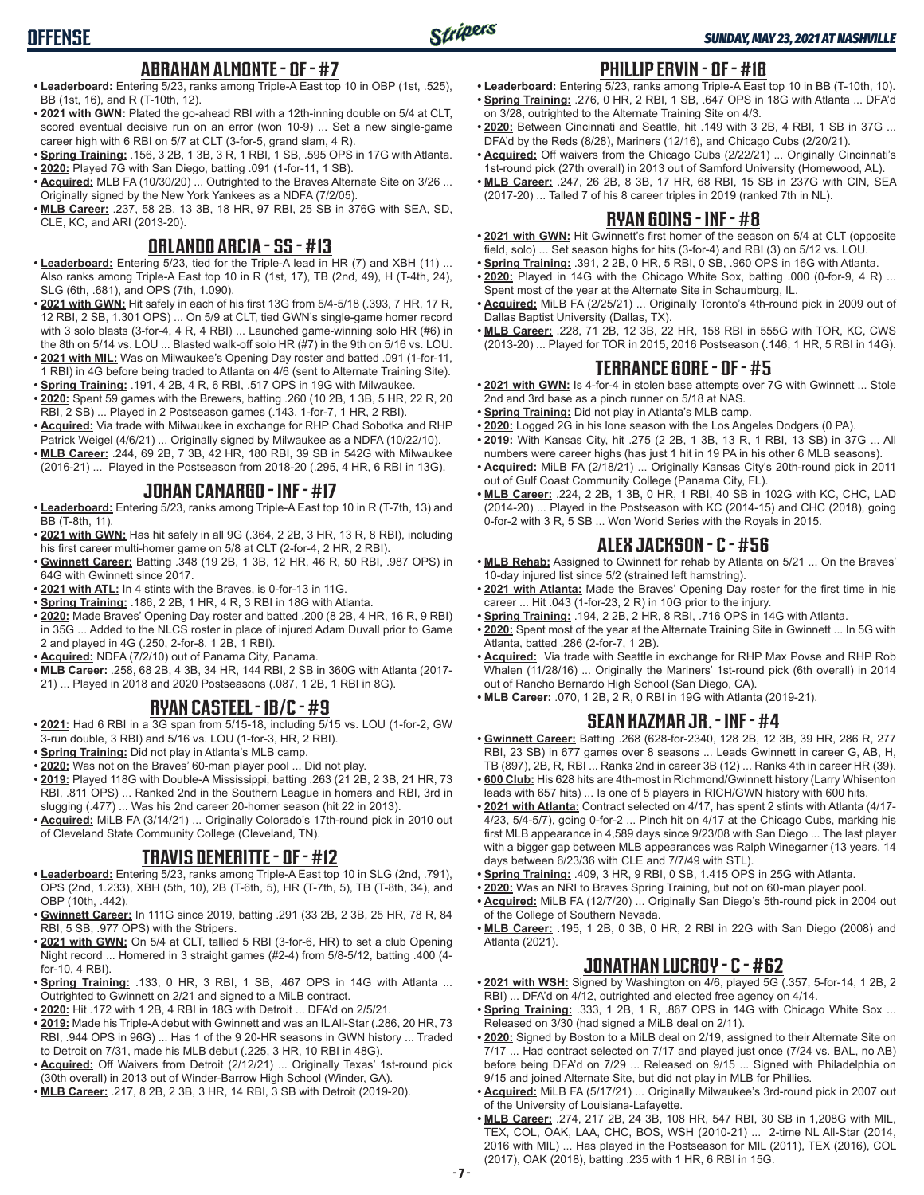# OFFENSE

## ABRAHAM ALMONTE - OF - #7

- **Leaderboard:** Entering 5/23, ranks among Triple-A East top 10 in OBP (1st, .525), BB (1st, 16), and R (T-10th, 12).
- **2021 with GWN:** Plated the go-ahead RBI with a 12th-inning double on 5/4 at CLT, scored eventual decisive run on an error (won 10-9) ... Set a new single-game career high with 6 RBI on 5/7 at CLT (3-for-5, grand slam, 4 R).
- **Spring Training:** .156, 3 2B, 1 3B, 3 R, 1 RBI, 1 SB, .595 OPS in 17G with Atlanta.
- **2020:** Played 7G with San Diego, batting .091 (1-for-11, 1 SB).
- **Acquired:** MLB FA (10/30/20) ... Outrighted to the Braves Alternate Site on 3/26 ... Originally signed by the New York Yankees as a NDFA (7/2/05).
- **MLB Career:** .237, 58 2B, 13 3B, 18 HR, 97 RBI, 25 SB in 376G with SEA, SD, CLE, KC, and ARI (2013-20).

## ORLANDO ARCIA - SS - #13

- **Leaderboard:** Entering 5/23, tied for the Triple-A lead in HR (7) and XBH (11) ... Also ranks among Triple-A East top 10 in R (1st, 17), TB (2nd, 49), H (T-4th, 24), SLG (6th, .681), and OPS (7th, 1.090).
- **2021 with GWN:** Hit safely in each of his first 13G from 5/4-5/18 (.393, 7 HR, 17 R, 12 RBI, 2 SB, 1.301 OPS) ... On 5/9 at CLT, tied GWN's single-game homer record with 3 solo blasts (3-for-4, 4 R, 4 RBI) ... Launched game-winning solo HR (#6) in the 8th on 5/14 vs. LOU ... Blasted walk-off solo HR (#7) in the 9th on 5/16 vs. LOU.
- **2021 with MIL:** Was on Milwaukee's Opening Day roster and batted .091 (1-for-11, 1 RBI) in 4G before being traded to Atlanta on 4/6 (sent to Alternate Training Site).
- **Spring Training:** .191, 4 2B, 4 R, 6 RBI, .517 OPS in 19G with Milwaukee.
- **2020:** Spent 59 games with the Brewers, batting .260 (10 2B, 1 3B, 5 HR, 22 R, 20 RBI, 2 SB) ... Played in 2 Postseason games (.143, 1-for-7, 1 HR, 2 RBI).
- **Acquired:** Via trade with Milwaukee in exchange for RHP Chad Sobotka and RHP Patrick Weigel (4/6/21) ... Originally signed by Milwaukee as a NDFA (10/22/10).
- **MLB Career:** .244, 69 2B, 7 3B, 42 HR, 180 RBI, 39 SB in 542G with Milwaukee (2016-21) ... Played in the Postseason from 2018-20 (.295, 4 HR, 6 RBI in 13G).

## JOHAN CAMARGO - INF - #17

- **Leaderboard:** Entering 5/23, ranks among Triple-A East top 10 in R (T-7th, 13) and BB (T-8th, 11).
- **2021 with GWN:** Has hit safely in all 9G (.364, 2 2B, 3 HR, 13 R, 8 RBI), including his first career multi-homer game on 5/8 at CLT (2-for-4, 2 HR, 2 RBI).
- **Gwinnett Career:** Batting .348 (19 2B, 1 3B, 12 HR, 46 R, 50 RBI, .987 OPS) in 64G with Gwinnett since 2017.
- **2021 with ATL:** In 4 stints with the Braves, is 0-for-13 in 11G.
- **Spring Training:** .186, 2 2B, 1 HR, 4 R, 3 RBI in 18G with Atlanta.
- **2020:** Made Braves' Opening Day roster and batted .200 (8 2B, 4 HR, 16 R, 9 RBI) in 35G ... Added to the NLCS roster in place of injured Adam Duvall prior to Game 2 and played in 4G (.250, 2-for-8, 1 2B, 1 RBI).
- **Acquired:** NDFA (7/2/10) out of Panama City, Panama.
- **MLB Career:** .258, 68 2B, 4 3B, 34 HR, 144 RBI, 2 SB in 360G with Atlanta (2017-21) ... Played in 2018 and 2020 Postseasons (.087, 1 2B, 1 RBI in 8G).

## RYAN CASTEEL - 1B/C - #9

- **2021:** Had 6 RBI in a 3G span from 5/15-18, including 5/15 vs. LOU (1-for-2, GW 3-run double, 3 RBI) and 5/16 vs. LOU (1-for-3, HR, 2 RBI).
- **Spring Training:** Did not play in Atlanta's MLB camp.
- **2020:** Was not on the Braves' 60-man player pool ... Did not play.
- **2019:** Played 118G with Double-A Mississippi, batting .263 (21 2B, 2 3B, 21 HR, 73 RBI, .811 OPS) ... Ranked 2nd in the Southern League in homers and RBI, 3rd in slugging (.477) ... Was his 2nd career 20-homer season (hit 22 in 2013).
- **Acquired:** MiLB FA (3/14/21) ... Originally Colorado's 17th-round pick in 2010 out of Cleveland State Community College (Cleveland, TN).

## TRAVIS DEMERITTE - OF - #12

- **Leaderboard:** Entering 5/23, ranks among Triple-A East top 10 in SLG (2nd, .791), OPS (2nd, 1.233), XBH (5th, 10), 2B (T-6th, 5), HR (T-7th, 5), TB (T-8th, 34), and OBP (10th, .442).
- **Gwinnett Career:** In 111G since 2019, batting .291 (33 2B, 2 3B, 25 HR, 78 R, 84 RBI, 5 SB, .977 OPS) with the Stripers.
- **2021 with GWN:** On 5/4 at CLT, tallied 5 RBI (3-for-6, HR) to set a club Opening Night record ... Homered in 3 straight games (#2-4) from 5/8-5/12, batting .400 (4-for-10, 4 RBI).
- **Spring Training:** .133, 0 HR, 3 RBI, 1 SB, .467 OPS in 14G with Atlanta ... Outrighted to Gwinnett on 2/21 and signed to a MiLB contract.
- **2020:** Hit .172 with 1 2B, 4 RBI in 18G with Detroit ... DFA'd on 2/5/21.
- **2019:** Made his Triple-A debut with Gwinnett and was an IL All-Star (.286, 20 HR, 73 RBI, .944 OPS in 96G) ... Has 1 of the 9 20-HR seasons in GWN history ... Traded to Detroit on 7/31, made his MLB debut (.225, 3 HR, 10 RBI in 48G).
- **Acquired:** Off Waivers from Detroit (2/12/21) ... Originally Texas' 1st-round pick (30th overall) in 2013 out of Winder-Barrow High School (Winder, GA).
- **MLB Career:** .217, 8 2B, 2 3B, 3 HR, 14 RBI, 3 SB with Detroit (2019-20).

## PHILLIP ERVIN - OF - #18

- **Leaderboard:** Entering 5/23, ranks among Triple-A East top 10 in BB (T-10th, 10).
- **Spring Training:** .276, 0 HR, 2 RBI, 1 SB, .647 OPS in 18G with Atlanta ... DFA'd on 3/28, outrighted to the Alternate Training Site on 4/3.
- **2020:** Between Cincinnati and Seattle, hit .149 with 3 2B, 4 RBI, 1 SB in 37G ... DFA'd by the Reds (8/28), Mariners (12/16), and Chicago Cubs (2/20/21).
- **Acquired:** Off waivers from the Chicago Cubs (2/22/21) ... Originally Cincinnati's 1st-round pick (27th overall) in 2013 out of Samford University (Homewood, AL).
- **MLB Career:** .247, 26 2B, 8 3B, 17 HR, 68 RBI, 15 SB in 237G with CIN, SEA (2017-20) ... Talled 7 of his 8 career triples in 2019 (ranked 7th in NL).

## RYAN GOINS - INF - #8

- **2021 with GWN:** Hit Gwinnett's first homer of the season on 5/4 at CLT (opposite field, solo) ... Set season highs for hits (3-for-4) and RBI (3) on 5/12 vs. LOU.
- **Spring Training:** .391, 2 2B, 0 HR, 5 RBI, 0 SB, .960 OPS in 16G with Atlanta.
- **2020:** Played in 14G with the Chicago White Sox, batting .000 (0-for-9, 4 R) ... Spent most of the year at the Alternate Site in Schaumburg, IL.
- **Acquired:** MiLB FA (2/25/21) ... Originally Toronto's 4th-round pick in 2009 out of Dallas Baptist University (Dallas, TX).
- **MLB Career:** .228, 71 2B, 12 3B, 22 HR, 158 RBI in 555G with TOR, KC, CWS (2013-20) ... Played for TOR in 2015, 2016 Postseason (.146, 1 HR, 5 RBI in 14G).

## TERRANCE GORE - OF - #5

- **2021 with GWN:** Is 4-for-4 in stolen base attempts over 7G with Gwinnett ... Stole 2nd and 3rd base as a pinch runner on 5/18 at NAS.
- **Spring Training:** Did not play in Atlanta's MLB camp.
- **2020:** Logged 2G in his lone season with the Los Angeles Dodgers (0 PA).
- **2019:** With Kansas City, hit .275 (2 2B, 1 3B, 13 R, 1 RBI, 13 SB) in 37G ... All numbers were career highs (has just 1 hit in 19 PA in his other 6 MLB seasons).
- **Acquired:** MiLB FA (2/18/21) ... Originally Kansas City's 20th-round pick in 2011 out of Gulf Coast Community College (Panama City, FL).
- **MLB Career:** .224, 2 2B, 1 3B, 0 HR, 1 RBI, 40 SB in 102G with KC, CHC, LAD (2014-20) ... Played in the Postseason with KC (2014-15) and CHC (2018), going 0-for-2 with 3 R, 5 SB ... Won World Series with the Royals in 2015.

## ALEX JACKSON - C - #56

- **MLB Rehab:** Assigned to Gwinnett for rehab by Atlanta on 5/21 ... On the Braves' 10-day injured list since 5/2 (strained left hamstring).
- **2021 with Atlanta:** Made the Braves' Opening Day roster for the first time in his career ... Hit .043 (1-for-23, 2 R) in 10G prior to the injury.
- **Spring Training:** .194, 2 2B, 2 HR, 8 RBI, .716 OPS in 14G with Atlanta.
- **2020:** Spent most of the year at the Alternate Training Site in Gwinnett ... In 5G with Atlanta, batted .286 (2-for-7, 1 2B).
- **Acquired:** Via trade with Seattle in exchange for RHP Max Povse and RHP Rob Whalen (11/28/16) ... Originally the Mariners' 1st-round pick (6th overall) in 2014 out of Rancho Bernardo High School (San Diego, CA).
- **MLB Career:** .070, 1 2B, 2 R, 0 RBI in 19G with Atlanta (2019-21).

## SEAN KAZMAR JR. - INF - #4

- **Gwinnett Career:** Batting .268 (628-for-2340, 128 2B, 12 3B, 39 HR, 286 R, 277 RBI, 23 SB) in 677 games over 8 seasons ... Leads Gwinnett in career G, AB, H, TB (897), 2B, R, RBI ... Ranks 2nd in career 3B (12) ... Ranks 4th in career HR (39).
- **600 Club:** His 628 hits are 4th-most in Richmond/Gwinnett history (Larry Whisenton leads with 657 hits) ... Is one of 5 players in RICH/GWN history with 600 hits.
- **2021 with Atlanta:** Contract selected on 4/17, has spent 2 stints with Atlanta (4/17-4/23, 5/4-5/7), going 0-for-2 ... Pinch hit on 4/17 at the Chicago Cubs, marking his first MLB appearance in 4,589 days since 9/23/08 with San Diego ... The last player with a bigger gap between MLB appearances was Ralph Winegarner (13 years, 14 days between 6/23/36 with CLE and 7/7/49 with STL).
- **Spring Training:** .409, 3 HR, 9 RBI, 0 SB, 1.415 OPS in 25G with Atlanta.
- **2020:** Was an NRI to Braves Spring Training, but not on 60-man player pool.
- **Acquired:** MiLB FA (12/7/20) ... Originally San Diego's 5th-round pick in 2004 out of the College of Southern Nevada.
- **MLB Career:** .195, 1 2B, 0 3B, 0 HR, 2 RBI in 22G with San Diego (2008) and Atlanta (2021).

## JONATHAN LUCROY - C - #62

- **2021 with WSH:** Signed by Washington on 4/6, played 5G (.357, 5-for-14, 1 2B, 2 RBI) ... DFA'd on 4/12, outrighted and elected free agency on 4/14.
- **Spring Training:** .333, 1 2B, 1 R, .867 OPS in 14G with Chicago White Sox ... Released on 3/30 (had signed a MiLB deal on 2/11).
- **2020:** Signed by Boston to a MiLB deal on 2/19, assigned to their Alternate Site on 7/17 ... Had contract selected on 7/17 and played just once (7/24 vs. BAL, no AB) before being DFA'd on 7/29 ... Released on 9/15 ... Signed with Philadelphia on 9/15 and joined Alternate Site, but did not play in MLB for Phillies.
- **Acquired:** MiLB FA (5/17/21) ... Originally Milwaukee's 3rd-round pick in 2007 out of the University of Louisiana-Lafayette.
- **MLB Career:** .274, 217 2B, 24 3B, 108 HR, 547 RBI, 30 SB in 1,208G with MIL, TEX, COL, OAK, LAA, CHC, BOS, WSH (2010-21) ... 2-time NL All-Star (2014, 2016 with MIL) ... Has played in the Postseason for MIL (2011), TEX (2016), COL (2017), OAK (2018), batting .235 with 1 HR, 6 RBI in 15G.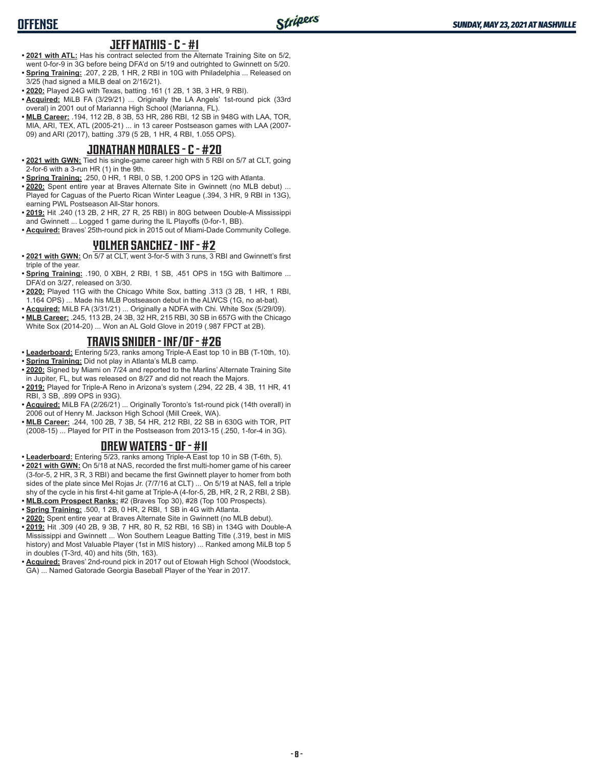## JEFF MATHIS - C - #1

- **2021 with ATL:** Has his contract selected from the Alternate Training Site on 5/2, went 0-for-9 in 3G before being DFA'd on 5/19 and outrighted to Gwinnett on 5/20.
- **Spring Training:** .207, 2 2B, 1 HR, 2 RBI in 10G with Philadelphia ... Released on 3/25 (had signed a MiLB deal on 2/16/21).
- **2020:** Played 24G with Texas, batting .161 (1 2B, 1 3B, 3 HR, 9 RBI).
- **Acquired:** MiLB FA (3/29/21) ... Originally the LA Angels' 1st-round pick (33rd overal) in 2001 out of Marianna High School (Marianna, FL).
- **MLB Career:** .194, 112 2B, 8 3B, 53 HR, 286 RBI, 12 SB in 948G with LAA, TOR, MIA, ARI, TEX, ATL (2005-21) ... in 13 career Postseason games with LAA (2007-09) and ARI (2017), batting .379 (5 2B, 1 HR, 4 RBI, 1.055 OPS).

## JONATHAN MORALES - C - #20

- **2021 with GWN:** Tied his single-game career high with 5 RBI on 5/7 at CLT, going 2-for-6 with a 3-run HR (1) in the 9th.
- **Spring Training:** .250, 0 HR, 1 RBI, 0 SB, 1.200 OPS in 12G with Atlanta.
- **2020:** Spent entire year at Braves Alternate Site in Gwinnett (no MLB debut) ... Played for Caguas of the Puerto Rican Winter League (.394, 3 HR, 9 RBI in 13G), earning PWL Postseason All-Star honors.
- **2019:** Hit .240 (13 2B, 2 HR, 27 R, 25 RBI) in 80G between Double-A Mississippi and Gwinnett ... Logged 1 game during the IL Playoffs (0-for-1, BB).
- **Acquired:** Braves' 25th-round pick in 2015 out of Miami-Dade Community College.

## YOLMER SANCHEZ - INF - #2

- **2021 with GWN:** On 5/7 at CLT, went 3-for-5 with 3 runs, 3 RBI and Gwinnett's first triple of the year.
- **Spring Training:** .190, 0 XBH, 2 RBI, 1 SB, .451 OPS in 15G with Baltimore ... DFA'd on 3/27, released on 3/30.
- **2020:** Played 11G with the Chicago White Sox, batting .313 (3 2B, 1 HR, 1 RBI, 1.164 OPS) ... Made his MLB Postseason debut in the ALWCS (1G, no at-bat).
- **Acquired:** MiLB FA (3/31/21) ... Originally a NDFA with Chi. White Sox (5/29/09).
- **MLB Career:** .245, 113 2B, 24 3B, 32 HR, 215 RBI, 30 SB in 657G with the Chicago White Sox (2014-20) ... Won an AL Gold Glove in 2019 (.987 FPCT at 2B).

## TRAVIS SNIDER - INF/OF - #26

- **Leaderboard:** Entering 5/23, ranks among Triple-A East top 10 in BB (T-10th, 10).
- **Spring Training:** Did not play in Atlanta's MLB camp.
- **2020:** Signed by Miami on 7/24 and reported to the Marlins' Alternate Training Site in Jupiter, FL, but was released on 8/27 and did not reach the Majors.
- **2019:** Played for Triple-A Reno in Arizona's system (.294, 22 2B, 4 3B, 11 HR, 41 RBI, 3 SB, .899 OPS in 93G).
- **Acquired:** MiLB FA (2/26/21) ... Originally Toronto's 1st-round pick (14th overall) in 2006 out of Henry M. Jackson High School (Mill Creek, WA).
- **MLB Career:** .244, 100 2B, 7 3B, 54 HR, 212 RBI, 22 SB in 630G with TOR, PIT (2008-15) ... Played for PIT in the Postseason from 2013-15 (.250, 1-for-4 in 3G).

## DREW WATERS - OF - #11

- **Leaderboard:** Entering 5/23, ranks among Triple-A East top 10 in SB (T-6th, 5).
- **2021 with GWN:** On 5/18 at NAS, recorded the first multi-homer game of his career (3-for-5, 2 HR, 3 R, 3 RBI) and became the first Gwinnett player to homer from both sides of the plate since Mel Rojas Jr. (7/7/16 at CLT) ... On 5/19 at NAS, fell a triple shy of the cycle in his first 4-hit game at Triple-A (4-for-5, 2B, HR, 2 R, 2 RBI, 2 SB).
- **MLB.com Prospect Ranks:** #2 (Braves Top 30), #28 (Top 100 Prospects).
- **Spring Training:** .500, 1 2B, 0 HR, 2 RBI, 1 SB in 4G with Atlanta.
- **2020:** Spent entire year at Braves Alternate Site in Gwinnett (no MLB debut).
- **2019:** Hit .309 (40 2B, 9 3B, 7 HR, 80 R, 52 RBI, 16 SB) in 134G with Double-A Mississippi and Gwinnett ... Won Southern League Batting Title (.319, best in MIS history) and Most Valuable Player (1st in MIS history) ... Ranked among MiLB top 5 in doubles (T-3rd, 40) and hits (5th, 163).
- **Acquired:** Braves' 2nd-round pick in 2017 out of Etowah High School (Woodstock, GA) ... Named Gatorade Georgia Baseball Player of the Year in 2017.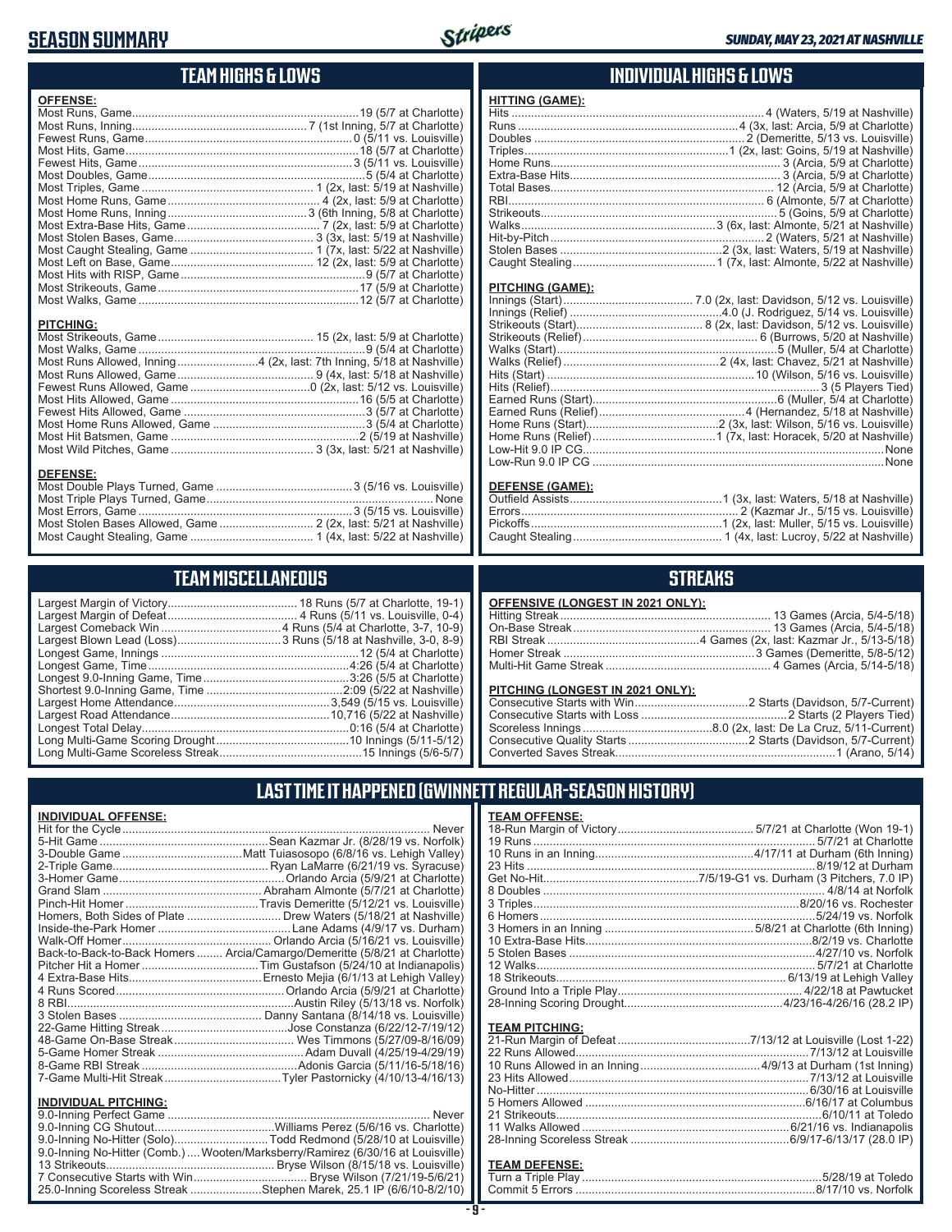# SEASON SUMMARY

*SUNDAY, MAY 23, 2021 AT NASHVILLE*

## TEAM HIGHS & LOWS

**OFFENSE:**

| | |
|---|---|
| Most Runs, Game | 19 (5/7 at Charlotte) |
| Most Runs, Inning | 7 (1st Inning, 5/7 at Charlotte) |
| Fewest Runs, Game | 0 (5/11 vs. Louisville) |
| Most Hits, Game | 18 (5/7 at Charlotte) |
| Fewest Hits, Game | 3 (5/11 vs. Louisville) |
| Most Doubles, Game | 5 (5/4 at Charlotte) |
| Most Triples, Game | 1 (2x, last: 5/19 at Nashville) |
| Most Home Runs, Game | 4 (2x, last: 5/9 at Charlotte) |
| Most Home Runs, Inning | 3 (6th Inning, 5/8 at Charlotte) |
| Most Extra-Base Hits, Game | 7 (2x, last: 5/9 at Charlotte) |
| Most Stolen Bases, Game | 3 (3x, last: 5/19 at Nashville) |
| Most Caught Stealing, Game | 1 (7x, last: 5/22 at Nashville) |
| Most Left on Base, Game | 12 (2x, last: 5/9 at Charlotte) |
| Most Hits with RISP, Game | 9 (5/7 at Charlotte) |
| Most Strikeouts, Game | 17 (5/9 at Charlotte) |
| Most Walks, Game | 12 (5/7 at Charlotte) |

**PITCHING:**

| | |
|---|---|
| Most Strikeouts, Game | 15 (2x, last: 5/9 at Charlotte) |
| Most Walks, Game | 9 (5/4 at Charlotte) |
| Most Runs Allowed, Inning | 4 (2x, last: 7th Inning, 5/18 at Nashville) |
| Most Runs Allowed, Game | 9 (4x, last: 5/18 at Nashville) |
| Fewest Runs Allowed, Game | 0 (2x, last: 5/12 vs. Louisville) |
| Most Hits Allowed, Game | 16 (5/5 at Charlotte) |
| Fewest Hits Allowed, Game | 3 (5/7 at Charlotte) |
| Most Home Runs Allowed, Game | 3 (5/4 at Charlotte) |
| Most Hit Batsmen, Game | 2 (5/19 at Nashville) |
| Most Wild Pitches, Game | 3 (3x, last: 5/21 at Nashville) |

**DEFENSE:**

| | |
|---|---|
| Most Double Plays Turned, Game | 3 (5/16 vs. Louisville) |
| Most Triple Plays Turned, Game | None |
| Most Errors, Game | 3 (5/15 vs. Louisville) |
| Most Stolen Bases Allowed, Game | 2 (2x, last: 5/21 at Nashville) |
| Most Caught Stealing, Game | 1 (4x, last: 5/22 at Nashville) |

## INDIVIDUAL HIGHS & LOWS

**HITTING (GAME):**

| | |
|---|---|
| Hits | 4 (Waters, 5/19 at Nashville) |
| Runs | 4 (3x, last: Arcia, 5/9 at Charlotte) |
| Doubles | 2 (Demeritte, 5/13 vs. Louisville) |
| Triples | 1 (2x, last: Goins, 5/19 at Nashville) |
| Home Runs | 3 (Arcia, 5/9 at Charlotte) |
| Extra-Base Hits | 3 (Arcia, 5/9 at Charlotte) |
| Total Bases | 12 (Arcia, 5/9 at Charlotte) |
| RBI | 6 (Almonte, 5/7 at Charlotte) |
| Strikeouts | 5 (Goins, 5/9 at Charlotte) |
| Walks | 3 (6x, last: Almonte, 5/21 at Nashville) |
| Hit-by-Pitch | 2 (Waters, 5/21 at Nashville) |
| Stolen Bases | 2 (3x, last: Waters, 5/19 at Nashville) |
| Caught Stealing | 1 (7x, last: Almonte, 5/22 at Nashville) |

**PITCHING (GAME):**

| | |
|---|---|
| Innings (Start) | 7.0 (2x, last: Davidson, 5/12 vs. Louisville) |
| Innings (Relief) | 4.0 (J. Rodriguez, 5/14 vs. Louisville) |
| Strikeouts (Start) | 8 (2x, last: Davidson, 5/12 vs. Louisville) |
| Strikeouts (Relief) | 6 (Burrows, 5/20 at Nashville) |
| Walks (Start) | 5 (Muller, 5/4 at Charlotte) |
| Walks (Relief) | 2 (4x, last: Chavez, 5/21 at Nashville) |
| Hits (Start) | 10 (Wilson, 5/16 vs. Louisville) |
| Hits (Relief) | 3 (5 Players Tied) |
| Earned Runs (Start) | 6 (Muller, 5/4 at Charlotte) |
| Earned Runs (Relief) | 4 (Hernandez, 5/18 at Nashville) |
| Home Runs (Start) | 2 (3x, last: Wilson, 5/16 vs. Louisville) |
| Home Runs (Relief) | 1 (7x, last: Horacek, 5/20 at Nashville) |
| Low-Hit 9.0 IP CG | None |
| Low-Run 9.0 IP CG | None |

**DEFENSE (GAME):**

| | |
|---|---|
| Outfield Assists | 1 (3x, last: Waters, 5/18 at Nashville) |
| Errors | 2 (Kazmar Jr., 5/15 vs. Louisville) |
| Pickoffs | 1 (2x, last: Muller, 5/15 vs. Louisville) |
| Caught Stealing | 1 (4x, last: Lucroy, 5/22 at Nashville) |

## TEAM MISCELLANEOUS

| | |
|---|---|
| Largest Margin of Victory | 18 Runs (5/7 at Charlotte, 19-1) |
| Largest Margin of Defeat | 4 Runs (5/11 vs. Louisville, 0-4) |
| Largest Comeback Win | 4 Runs (5/4 at Charlotte, 3-7, 10-9) |
| Largest Blown Lead (Loss) | 3 Runs (5/18 at Nashville, 3-0, 8-9) |
| Longest Game, Innings | 12 (5/4 at Charlotte) |
| Longest Game, Time | 4:26 (5/4 at Charlotte) |
| Longest 9.0-Inning Game, Time | 3:26 (5/5 at Charlotte) |
| Shortest 9.0-Inning Game, Time | 2:09 (5/22 at Nashville) |
| Largest Home Attendance | 3,549 (5/15 vs. Louisville) |
| Largest Road Attendance | 10,716 (5/22 at Nashville) |
| Longest Total Delay | 0:16 (5/4 at Charlotte) |
| Long Multi-Game Scoring Drought | 10 Innings (5/11-5/12) |
| Long Multi-Game Scoreless Streak | 15 Innings (5/6-5/7) |

## STREAKS

**OFFENSIVE (LONGEST IN 2021 ONLY):**

| | |
|---|---|
| Hitting Streak | 13 Games (Arcia, 5/4-5/18) |
| On-Base Streak | 13 Games (Arcia, 5/4-5/18) |
| RBI Streak | 4 Games (2x, last: Kazmar Jr., 5/13-5/18) |
| Homer Streak | 3 Games (Demeritte, 5/8-5/12) |
| Multi-Hit Game Streak | 4 Games (Arcia, 5/14-5/18) |

**PITCHING (LONGEST IN 2021 ONLY):**

| | |
|---|---|
| Consecutive Starts with Win | 2 Starts (Davidson, 5/7-Current) |
| Consecutive Starts with Loss | 2 Starts (2 Players Tied) |
| Scoreless Innings | 8.0 (2x, last: De La Cruz, 5/11-Current) |
| Consecutive Quality Starts | 2 Starts (Davidson, 5/7-Current) |
| Converted Saves Streak | 1 (Arano, 5/14) |

## LAST TIME IT HAPPENED (GWINNETT REGULAR-SEASON HISTORY)

**INDIVIDUAL OFFENSE:**

| | |
|---|---|
| Hit for the Cycle | Never |
| 5-Hit Game | Sean Kazmar Jr. (8/28/19 vs. Norfolk) |
| 3-Double Game | Matt Tuiasosopo (6/8/16 vs. Lehigh Valley) |
| 2-Triple Game | Ryan LaMarre (6/21/19 vs. Syracuse) |
| 3-Homer Game | Orlando Arcia (5/9/21 at Charlotte) |
| Grand Slam | Abraham Almonte (5/7/21 at Charlotte) |
| Pinch-Hit Homer | Travis Demeritte (5/12/21 vs. Louisville) |
| Homers, Both Sides of Plate | Drew Waters (5/18/21 at Nashville) |
| Inside-the-Park Homer | Lane Adams (4/9/17 vs. Durham) |
| Walk-Off Homer | Orlando Arcia (5/16/21 vs. Louisville) |
| Back-to-Back-to-Back Homers | Arcia/Camargo/Demeritte (5/8/21 at Charlotte) |
| Pitcher Hit a Homer | Tim Gustafson (5/24/10 at Indianapolis) |
| 4 Extra-Base Hits | Ernesto Mejia (6/1/13 at Lehigh Valley) |
| 4 Runs Scored | Orlando Arcia (5/9/21 at Charlotte) |
| 8 RBI | Austin Riley (5/13/18 vs. Norfolk) |
| 3 Stolen Bases | Danny Santana (8/14/18 vs. Louisville) |
| 22-Game Hitting Streak | Jose Constanza (6/22/12-7/19/12) |
| 48-Game On-Base Streak | Wes Timmons (5/27/09-8/16/09) |
| 5-Game Homer Streak | Adam Duvall (4/25/19-4/29/19) |
| 8-Game RBI Streak | Adonis Garcia (5/11/16-5/18/16) |
| 7-Game Multi-Hit Streak | Tyler Pastornicky (4/10/13-4/16/13) |

**INDIVIDUAL PITCHING:**

| | |
|---|---|
| 9.0-Inning Perfect Game | Never |
| 9.0-Inning CG Shutout | Williams Perez (5/6/16 vs. Charlotte) |
| 9.0-Inning No-Hitter (Solo) | Todd Redmond (5/28/10 at Louisville) |
| 9.0-Inning No-Hitter (Comb.) | Wooten/Marksberry/Ramirez (6/30/16 at Louisville) |
| 13 Strikeouts | Bryse Wilson (8/15/18 vs. Louisville) |
| 7 Consecutive Starts with Win | Bryse Wilson (7/21/19-5/6/21) |
| 25.0-Inning Scoreless Streak | Stephen Marek, 25.1 IP (6/6/10-8/2/10) |

**TEAM OFFENSE:**

| | |
|---|---|
| 18-Run Margin of Victory | 5/7/21 at Charlotte (Won 19-1) |
| 19 Runs | 5/7/21 at Charlotte |
| 10 Runs in an Inning | 4/17/11 at Durham (6th Inning) |
| 23 Hits | 8/19/12 at Durham |
| Get No-Hit | 7/5/19-G1 vs. Durham (3 Pitchers, 7.0 IP) |
| 8 Doubles | 4/8/14 at Norfolk |
| 3 Triples | 8/20/16 vs. Rochester |
| 6 Homers | 5/24/19 vs. Norfolk |
| 3 Homers in an Inning | 5/8/21 at Charlotte (6th Inning) |
| 10 Extra-Base Hits | 8/2/19 vs. Charlotte |
| 5 Stolen Bases | 4/27/10 vs. Norfolk |
| 12 Walks | 5/7/21 at Charlotte |
| 18 Strikeouts | 6/13/19 at Lehigh Valley |
| Ground Into a Triple Play | 4/22/18 at Pawtucket |
| 28-Inning Scoring Drought | 4/23/16-4/26/16 (28.2 IP) |

**TEAM PITCHING:**

| | |
|---|---|
| 21-Run Margin of Defeat | 7/13/12 at Louisville (Lost 1-22) |
| 22 Runs Allowed | 7/13/12 at Louisville |
| 10 Runs Allowed in an Inning | 4/9/13 at Durham (1st Inning) |
| 23 Hits Allowed | 7/13/12 at Louisville |
| No-Hitter | 6/30/16 at Louisville |
| 5 Homers Allowed | 6/16/17 at Columbus |
| 21 Strikeouts | 6/10/11 at Toledo |
| 11 Walks Allowed | 6/21/16 vs. Indianapolis |
| 28-Inning Scoreless Streak | 6/9/17-6/13/17 (28.0 IP) |

**TEAM DEFENSE:**

| | |
|---|---|
| Turn a Triple Play | 5/28/19 at Toledo |
| Commit 5 Errors | 8/17/10 vs. Norfolk |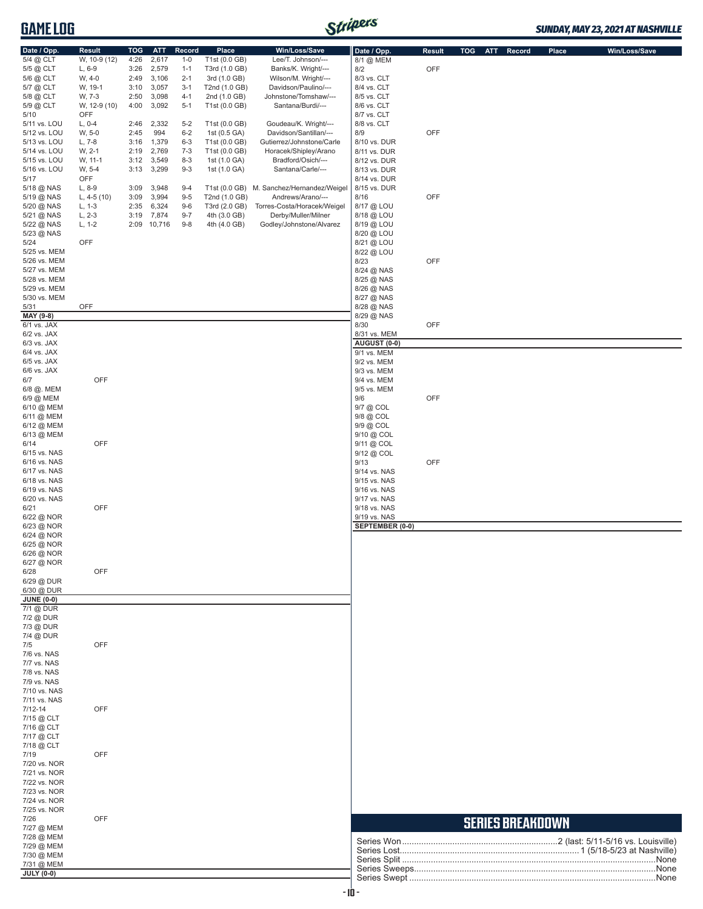# GAME LOG

***SUNDAY, MAY 23, 2021 AT NASHVILLE***

| Date / Opp. | Result | TOG | ATT | Record | Place | Win/Loss/Save |
|---|---|---|---|---|---|---|
| 5/4 @ CLT | W, 10-9 (12) | 4:26 | 2,617 | 1-0 | T1st (0.0 GB) | Lee/T. Johnson/--- |
| 5/5 @ CLT | L, 6-9 | 3:26 | 2,579 | 1-1 | T3rd (1.0 GB) | Banks/K. Wright/--- |
| 5/6 @ CLT | W, 4-0 | 2:49 | 3,106 | 2-1 | 3rd (1.0 GB) | Wilson/M. Wright/--- |
| 5/7 @ CLT | W, 19-1 | 3:10 | 3,057 | 3-1 | T2nd (1.0 GB) | Davidson/Paulino/--- |
| 5/8 @ CLT | W, 7-3 | 2:50 | 3,098 | 4-1 | 2nd (1.0 GB) | Johnstone/Tomshaw/--- |
| 5/9 @ CLT | W, 12-9 (10) | 4:00 | 3,092 | 5-1 | T1st (0.0 GB) | Santana/Burdi/--- |
| 5/10 | OFF | | | | | |
| 5/11 vs. LOU | L, 0-4 | 2:46 | 2,332 | 5-2 | T1st (0.0 GB) | Goudeau/K. Wright/--- |
| 5/12 vs. LOU | W, 5-0 | 2:45 | 994 | 6-2 | 1st (0.5 GA) | Davidson/Santillan/--- |
| 5/13 vs. LOU | L, 7-8 | 3:16 | 1,379 | 6-3 | T1st (0.0 GB) | Gutierrez/Johnstone/Carle |
| 5/14 vs. LOU | W, 2-1 | 2:19 | 2,769 | 7-3 | T1st (0.0 GB) | Horacek/Shipley/Arano |
| 5/15 vs. LOU | W, 11-1 | 3:12 | 3,549 | 8-3 | 1st (1.0 GA) | Bradford/Osich/--- |
| 5/16 vs. LOU | W, 5-4 | 3:13 | 3,299 | 9-3 | 1st (1.0 GA) | Santana/Carle/--- |
| 5/17 | OFF | | | | | |
| 5/18 @ NAS | L, 8-9 | 3:09 | 3,948 | 9-4 | T1st (0.0 GB) | M. Sanchez/Hernandez/Weigel |
| 5/19 @ NAS | L, 4-5 (10) | 3:09 | 3,994 | 9-5 | T2nd (1.0 GB) | Andrews/Arano/--- |
| 5/20 @ NAS | L, 1-3 | 2:35 | 6,324 | 9-6 | T3rd (2.0 GB) | Torres-Costa/Horacek/Weigel |
| 5/21 @ NAS | L, 2-3 | 3:19 | 7,874 | 9-7 | 4th (3.0 GB) | Derby/Muller/Milner |
| 5/22 @ NAS | L, 1-2 | 2:09 | 10,716 | 9-8 | 4th (4.0 GB) | Godley/Johnstone/Alvarez |
| 5/23 @ NAS | | | | | | |
| 5/24 | OFF | | | | | |
| 5/25 vs. MEM | | | | | | |
| 5/26 vs. MEM | | | | | | |
| 5/27 vs. MEM | | | | | | |
| 5/28 vs. MEM | | | | | | |
| 5/29 vs. MEM | | | | | | |
| 5/30 vs. MEM | | | | | | |
| 5/31 | OFF | | | | | |
| **MAY (9-8)** | | | | | | |
| 6/1 vs. JAX | | | | | | |
| 6/2 vs. JAX | | | | | | |
| 6/3 vs. JAX | | | | | | |
| 6/4 vs. JAX | | | | | | |
| 6/5 vs. JAX | | | | | | |
| 6/6 vs. JAX | | | | | | |
| 6/7 | OFF | | | | | |
| 6/8 @. MEM | | | | | | |
| 6/9 @ MEM | | | | | | |
| 6/10 @ MEM | | | | | | |
| 6/11 @ MEM | | | | | | |
| 6/12 @ MEM | | | | | | |
| 6/13 @ MEM | | | | | | |
| 6/14 | OFF | | | | | |
| 6/15 vs. NAS | | | | | | |
| 6/16 vs. NAS | | | | | | |
| 6/17 vs. NAS | | | | | | |
| 6/18 vs. NAS | | | | | | |
| 6/19 vs. NAS | | | | | | |
| 6/20 vs. NAS | | | | | | |
| 6/21 | OFF | | | | | |
| 6/22 @ NOR | | | | | | |
| 6/23 @ NOR | | | | | | |
| 6/24 @ NOR | | | | | | |
| 6/25 @ NOR | | | | | | |
| 6/26 @ NOR | | | | | | |
| 6/27 @ NOR | | | | | | |
| 6/28 | OFF | | | | | |
| 6/29 @ DUR | | | | | | |
| 6/30 @ DUR | | | | | | |
| **JUNE (0-0)** | | | | | | |
| 7/1 @ DUR | | | | | | |
| 7/2 @ DUR | | | | | | |
| 7/3 @ DUR | | | | | | |
| 7/4 @ DUR | | | | | | |
| 7/5 | OFF | | | | | |
| 7/6 vs. NAS | | | | | | |
| 7/7 vs. NAS | | | | | | |
| 7/8 vs. NAS | | | | | | |
| 7/9 vs. NAS | | | | | | |
| 7/10 vs. NAS | | | | | | |
| 7/11 vs. NAS | | | | | | |
| 7/12-14 | OFF | | | | | |
| 7/15 @ CLT | | | | | | |
| 7/16 @ CLT | | | | | | |
| 7/17 @ CLT | | | | | | |
| 7/18 @ CLT | | | | | | |
| 7/19 | OFF | | | | | |
| 7/20 vs. NOR | | | | | | |
| 7/21 vs. NOR | | | | | | |
| 7/22 vs. NOR | | | | | | |
| 7/23 vs. NOR | | | | | | |
| 7/24 vs. NOR | | | | | | |
| 7/25 vs. NOR | | | | | | |
| 7/26 | OFF | | | | | |
| 7/27 @ MEM | | | | | | |
| 7/28 @ MEM | | | | | | |
| 7/29 @ MEM | | | | | | |
| 7/30 @ MEM | | | | | | |
| 7/31 @ MEM | | | | | | |
| **JULY (0-0)** | | | | | | |

| Date / Opp. | Result | TOG | ATT | Record | Place | Win/Loss/Save |
|---|---|---|---|---|---|---|
| 8/1 @ MEM | | | | | | |
| 8/2 | OFF | | | | | |
| 8/3 vs. CLT | | | | | | |
| 8/4 vs. CLT | | | | | | |
| 8/5 vs. CLT | | | | | | |
| 8/6 vs. CLT | | | | | | |
| 8/7 vs. CLT | | | | | | |
| 8/8 vs. CLT | | | | | | |
| 8/9 | OFF | | | | | |
| 8/10 vs. DUR | | | | | | |
| 8/11 vs. DUR | | | | | | |
| 8/12 vs. DUR | | | | | | |
| 8/13 vs. DUR | | | | | | |
| 8/14 vs. DUR | | | | | | |
| 8/15 vs. DUR | | | | | | |
| 8/16 | OFF | | | | | |
| 8/17 @ LOU | | | | | | |
| 8/18 @ LOU | | | | | | |
| 8/19 @ LOU | | | | | | |
| 8/20 @ LOU | | | | | | |
| 8/21 @ LOU | | | | | | |
| 8/22 @ LOU | | | | | | |
| 8/23 | OFF | | | | | |
| 8/24 @ NAS | | | | | | |
| 8/25 @ NAS | | | | | | |
| 8/26 @ NAS | | | | | | |
| 8/27 @ NAS | | | | | | |
| 8/28 @ NAS | | | | | | |
| 8/29 @ NAS | | | | | | |
| 8/30 | OFF | | | | | |
| 8/31 vs. MEM | | | | | | |
| **AUGUST (0-0)** | | | | | | |
| 9/1 vs. MEM | | | | | | |
| 9/2 vs. MEM | | | | | | |
| 9/3 vs. MEM | | | | | | |
| 9/4 vs. MEM | | | | | | |
| 9/5 vs. MEM | | | | | | |
| 9/6 | OFF | | | | | |
| 9/7 @ COL | | | | | | |
| 9/8 @ COL | | | | | | |
| 9/9 @ COL | | | | | | |
| 9/10 @ COL | | | | | | |
| 9/11 @ COL | | | | | | |
| 9/12 @ COL | | | | | | |
| 9/13 | OFF | | | | | |
| 9/14 vs. NAS | | | | | | |
| 9/15 vs. NAS | | | | | | |
| 9/16 vs. NAS | | | | | | |
| 9/17 vs. NAS | | | | | | |
| 9/18 vs. NAS | | | | | | |
| 9/19 vs. NAS | | | | | | |
| **SEPTEMBER (0-0)** | | | | | | |

## SERIES BREAKDOWN

Series Won....................2 (last: 5/11-5/16 vs. Louisville)
Series Lost....................1 (5/18-5/23 at Nashville)
Series Split....................None
Series Sweeps....................None
Series Swept....................None